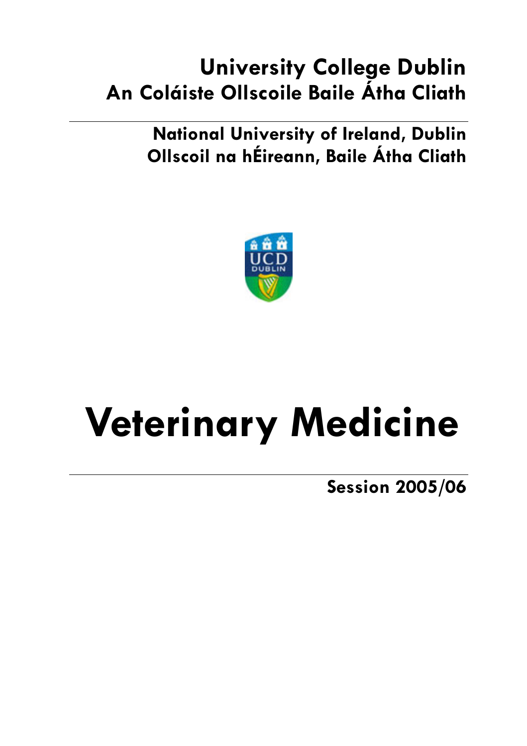**University College Dublin**
**An Coláiste Ollscoile Baile Átha Cliath**

---

**National University of Ireland, Dublin**
**Ollscoil na hÉireann, Baile Átha Cliath**

# Veterinary Medicine

---

**Session 2005/06**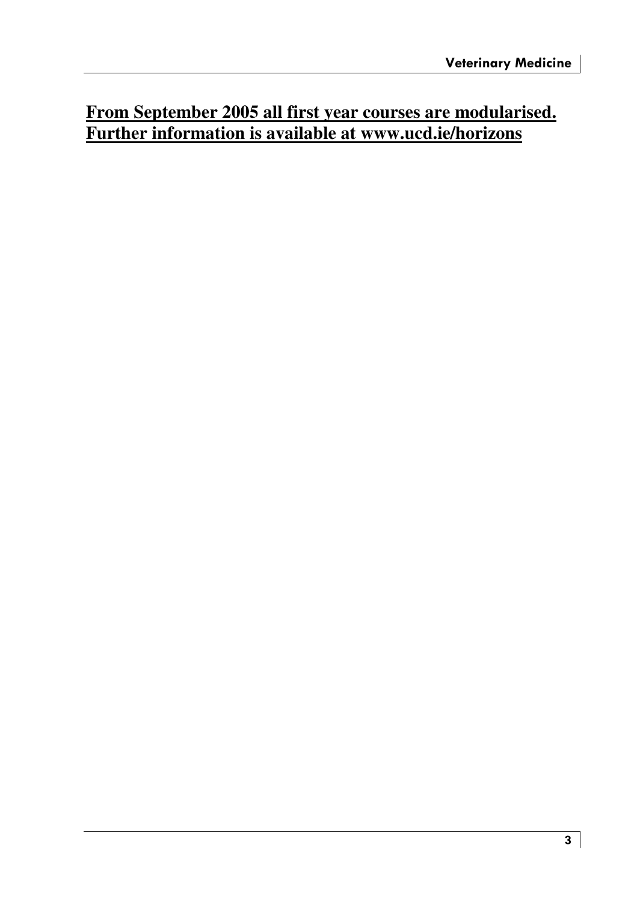**From September 2005 all first year courses are modularised. Further information is available at www.ucd.ie/horizons**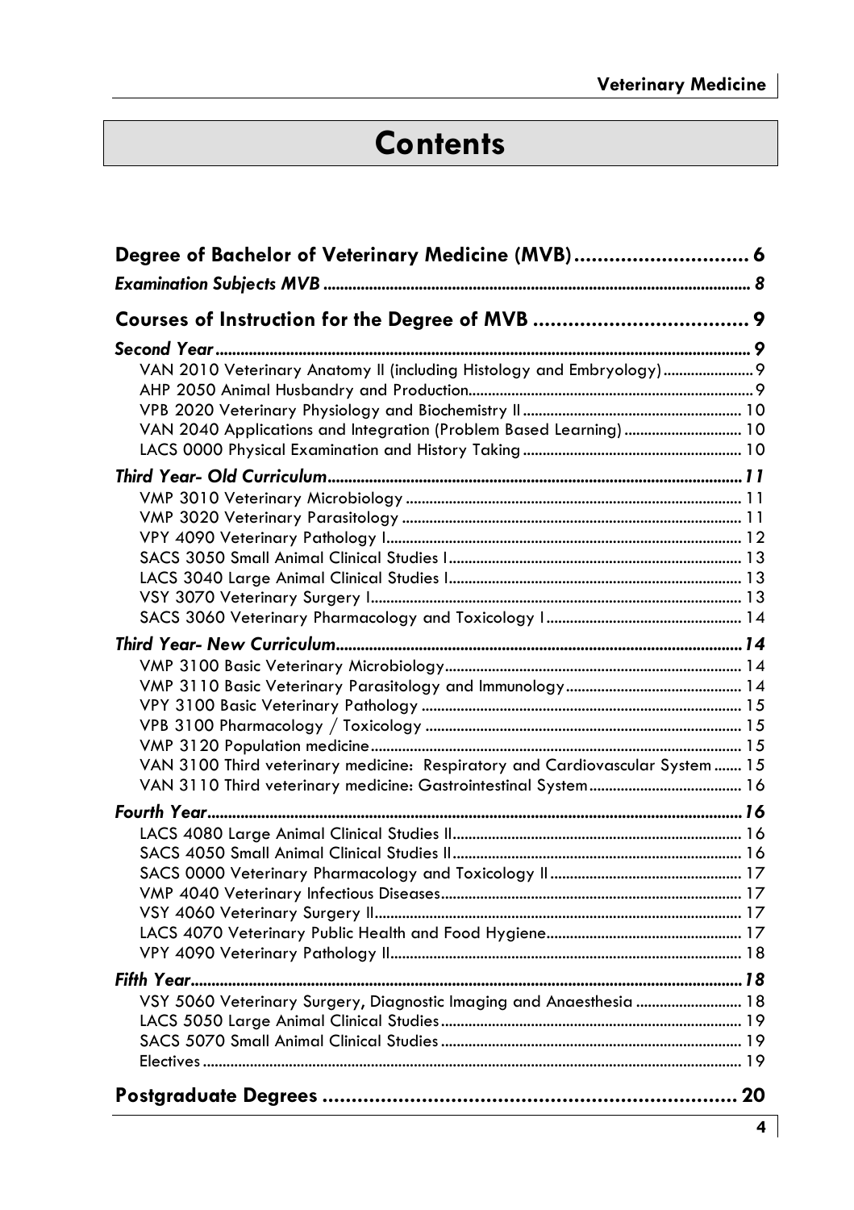# Contents

**Degree of Bachelor of Veterinary Medicine (MVB)** .............................. 6

***Examination Subjects MVB*** ........................................................................................................ 8

**Courses of Instruction for the Degree of MVB** ..................................... 9

***Second Year*** ................................................................................................................................. 9

- VAN 2010 Veterinary Anatomy II (including Histology and Embryology) ....................... 9
- AHP 2050 Animal Husbandry and Production ......................................................................... 9
- VPB 2020 Veterinary Physiology and Biochemistry II ....................................................... 10
- VAN 2040 Applications and Integration (Problem Based Learning) ............................. 10
- LACS 0000 Physical Examination and History Taking ....................................................... 10

***Third Year- Old Curriculum*** ..................................................................................................... 11

- VMP 3010 Veterinary Microbiology ...................................................................................... 11
- VMP 3020 Veterinary Parasitology ....................................................................................... 11
- VPY 4090 Veterinary Pathology I ........................................................................................... 12
- SACS 3050 Small Animal Clinical Studies I ........................................................................... 13
- LACS 3040 Large Animal Clinical Studies I ........................................................................... 13
- VSY 3070 Veterinary Surgery I .............................................................................................. 13
- SACS 3060 Veterinary Pharmacology and Toxicology I .................................................. 14

***Third Year- New Curriculum*** .................................................................................................. 14

- VMP 3100 Basic Veterinary Microbiology ........................................................................... 14
- VMP 3110 Basic Veterinary Parasitology and Immunology ............................................ 14
- VPY 3100 Basic Veterinary Pathology ................................................................................. 15
- VPB 3100 Pharmacology / Toxicology ................................................................................ 15
- VMP 3120 Population medicine .............................................................................................. 15
- VAN 3100 Third veterinary medicine: Respiratory and Cardiovascular System ....... 15
- VAN 3110 Third veterinary medicine: Gastrointestinal System ...................................... 16

***Fourth Year*** ................................................................................................................................ 16

- LACS 4080 Large Animal Clinical Studies II ......................................................................... 16
- SACS 4050 Small Animal Clinical Studies II ......................................................................... 16
- SACS 0000 Veterinary Pharmacology and Toxicology II ................................................ 17
- VMP 4040 Veterinary Infectious Diseases ............................................................................ 17
- VSY 4060 Veterinary Surgery II ............................................................................................ 17
- LACS 4070 Veterinary Public Health and Food Hygiene ................................................. 17
- VPY 4090 Veterinary Pathology II ......................................................................................... 18

***Fifth Year*** .................................................................................................................................... 18

- VSY 5060 Veterinary Surgery, Diagnostic Imaging and Anaesthesia ........................... 18
- LACS 5050 Large Animal Clinical Studies ............................................................................ 19
- SACS 5070 Small Animal Clinical Studies ............................................................................ 19
- Electives ....................................................................................................................................... 19

**Postgraduate Degrees** ...................................................................... 20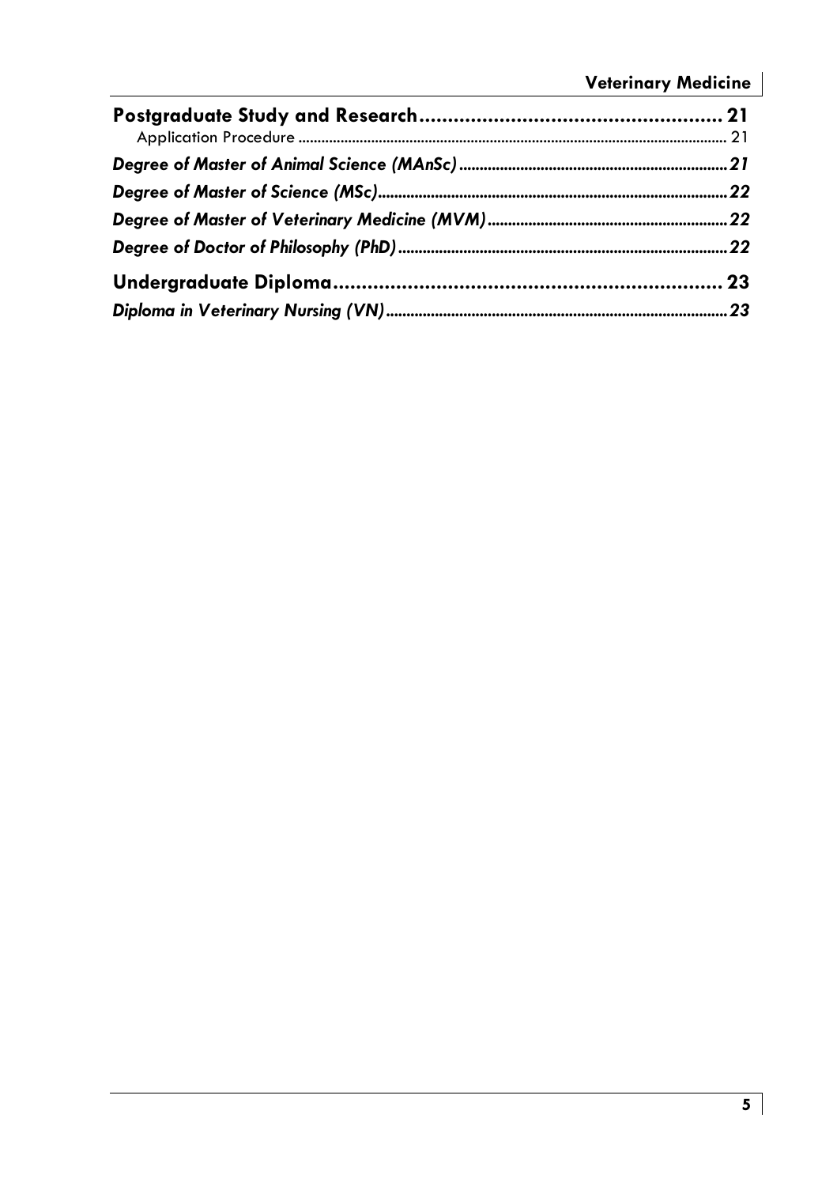**Postgraduate Study and Research** .......... 21

Application Procedure .......... 21

***Degree of Master of Animal Science (MAnSc)*** .......... 21

***Degree of Master of Science (MSc)*** .......... 22

***Degree of Master of Veterinary Medicine (MVM)*** .......... 22

***Degree of Doctor of Philosophy (PhD)*** .......... 22

**Undergraduate Diploma** .......... 23

***Diploma in Veterinary Nursing (VN)*** .......... 23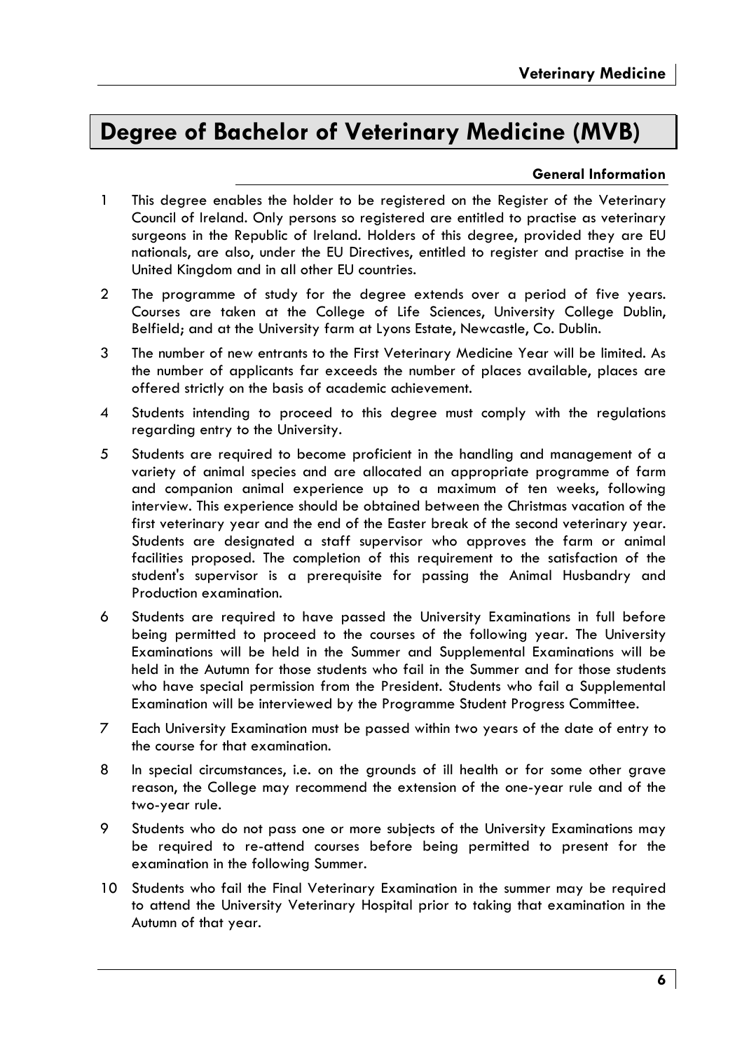# Degree of Bachelor of Veterinary Medicine (MVB)

### General Information

1. This degree enables the holder to be registered on the Register of the Veterinary Council of Ireland. Only persons so registered are entitled to practise as veterinary surgeons in the Republic of Ireland. Holders of this degree, provided they are EU nationals, are also, under the EU Directives, entitled to register and practise in the United Kingdom and in all other EU countries.

2. The programme of study for the degree extends over a period of five years. Courses are taken at the College of Life Sciences, University College Dublin, Belfield; and at the University farm at Lyons Estate, Newcastle, Co. Dublin.

3. The number of new entrants to the First Veterinary Medicine Year will be limited. As the number of applicants far exceeds the number of places available, places are offered strictly on the basis of academic achievement.

4. Students intending to proceed to this degree must comply with the regulations regarding entry to the University.

5. Students are required to become proficient in the handling and management of a variety of animal species and are allocated an appropriate programme of farm and companion animal experience up to a maximum of ten weeks, following interview. This experience should be obtained between the Christmas vacation of the first veterinary year and the end of the Easter break of the second veterinary year. Students are designated a staff supervisor who approves the farm or animal facilities proposed. The completion of this requirement to the satisfaction of the student's supervisor is a prerequisite for passing the Animal Husbandry and Production examination.

6. Students are required to have passed the University Examinations in full before being permitted to proceed to the courses of the following year. The University Examinations will be held in the Summer and Supplemental Examinations will be held in the Autumn for those students who fail in the Summer and for those students who have special permission from the President. Students who fail a Supplemental Examination will be interviewed by the Programme Student Progress Committee.

7. Each University Examination must be passed within two years of the date of entry to the course for that examination.

8. In special circumstances, i.e. on the grounds of ill health or for some other grave reason, the College may recommend the extension of the one-year rule and of the two-year rule.

9. Students who do not pass one or more subjects of the University Examinations may be required to re-attend courses before being permitted to present for the examination in the following Summer.

10. Students who fail the Final Veterinary Examination in the summer may be required to attend the University Veterinary Hospital prior to taking that examination in the Autumn of that year.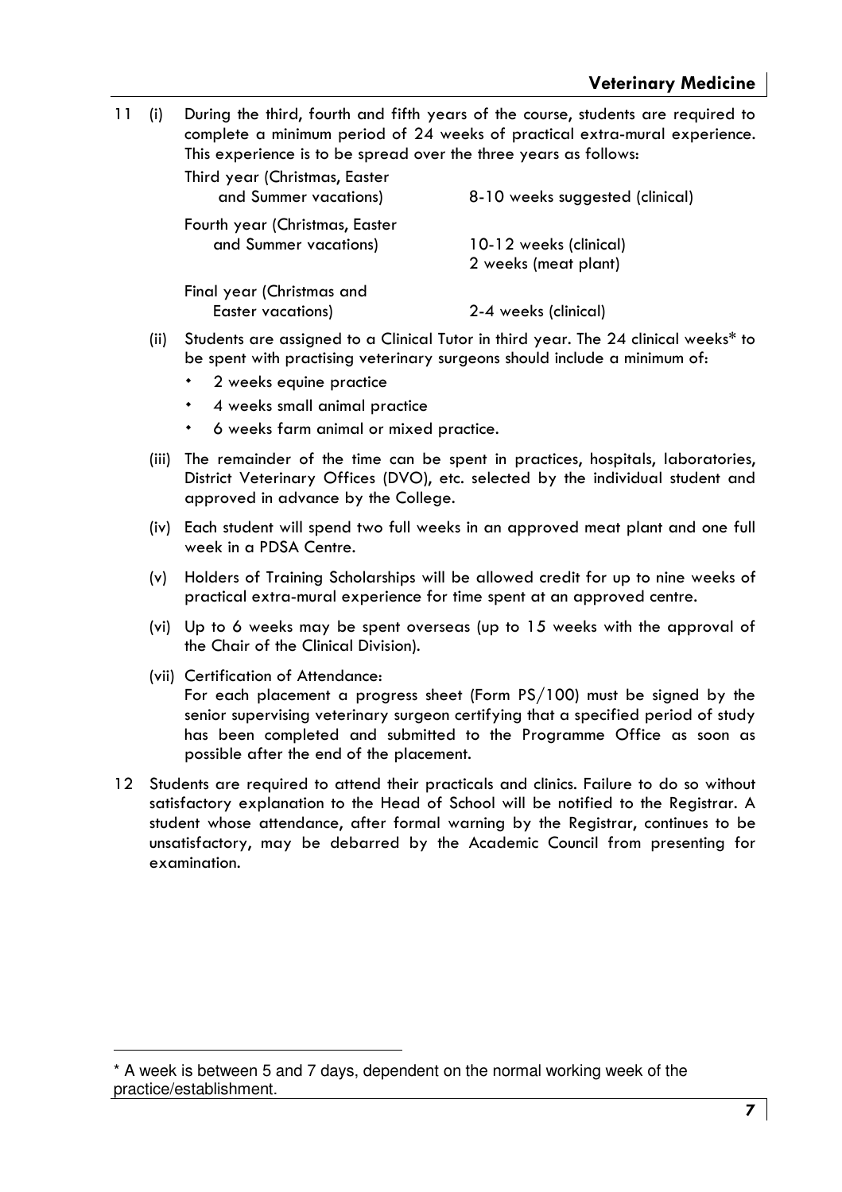11 (i) During the third, fourth and fifth years of the course, students are required to complete a minimum period of 24 weeks of practical extra-mural experience. This experience is to be spread over the three years as follows:

| | |
|---|---|
| Third year (Christmas, Easter and Summer vacations) | 8-10 weeks suggested (clinical) |
| Fourth year (Christmas, Easter and Summer vacations) | 10-12 weeks (clinical)<br>2 weeks (meat plant) |
| Final year (Christmas and Easter vacations) | 2-4 weeks (clinical) |

(ii) Students are assigned to a Clinical Tutor in third year. The 24 clinical weeks* to be spent with practising veterinary surgeons should include a minimum of:

- 2 weeks equine practice
- 4 weeks small animal practice
- 6 weeks farm animal or mixed practice.

(iii) The remainder of the time can be spent in practices, hospitals, laboratories, District Veterinary Offices (DVO), etc. selected by the individual student and approved in advance by the College.

(iv) Each student will spend two full weeks in an approved meat plant and one full week in a PDSA Centre.

(v) Holders of Training Scholarships will be allowed credit for up to nine weeks of practical extra-mural experience for time spent at an approved centre.

(vi) Up to 6 weeks may be spent overseas (up to 15 weeks with the approval of the Chair of the Clinical Division).

(vii) Certification of Attendance:
For each placement a progress sheet (Form PS/100) must be signed by the senior supervising veterinary surgeon certifying that a specified period of study has been completed and submitted to the Programme Office as soon as possible after the end of the placement.

12 Students are required to attend their practicals and clinics. Failure to do so without satisfactory explanation to the Head of School will be notified to the Registrar. A student whose attendance, after formal warning by the Registrar, continues to be unsatisfactory, may be debarred by the Academic Council from presenting for examination.

---

* A week is between 5 and 7 days, dependent on the normal working week of the practice/establishment.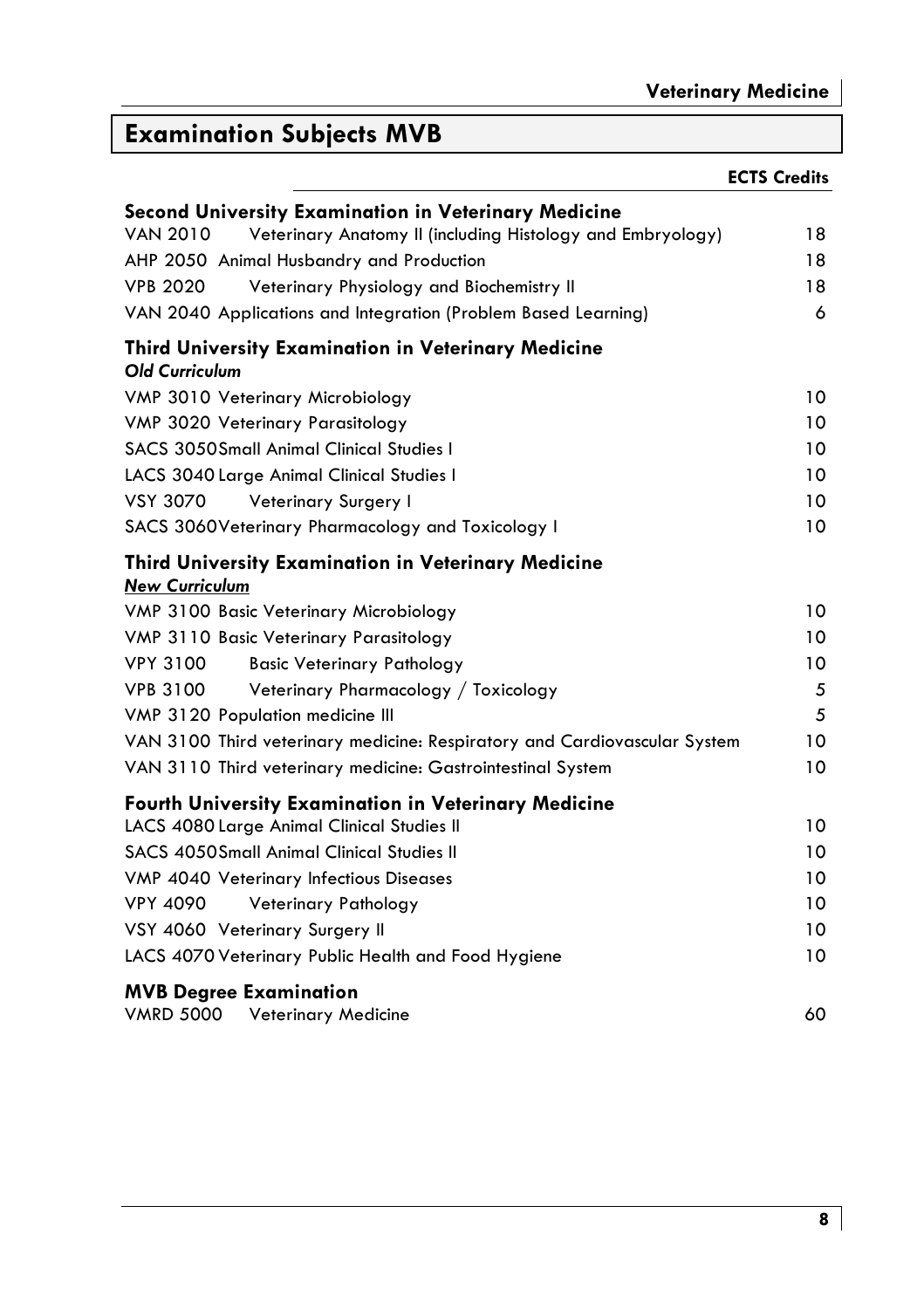# Examination Subjects MVB

**ECTS Credits**

### Second University Examination in Veterinary Medicine

| | | ECTS Credits |
|---|---|---|
| VAN 2010 | Veterinary Anatomy II (including Histology and Embryology) | 18 |
| AHP 2050 | Animal Husbandry and Production | 18 |
| VPB 2020 | Veterinary Physiology and Biochemistry II | 18 |
| VAN 2040 | Applications and Integration (Problem Based Learning) | 6 |

### Third University Examination in Veterinary Medicine

*Old Curriculum*

| | | ECTS Credits |
|---|---|---|
| VMP 3010 | Veterinary Microbiology | 10 |
| VMP 3020 | Veterinary Parasitology | 10 |
| SACS 3050 | Small Animal Clinical Studies I | 10 |
| LACS 3040 | Large Animal Clinical Studies I | 10 |
| VSY 3070 | Veterinary Surgery I | 10 |
| SACS 3060 | Veterinary Pharmacology and Toxicology I | 10 |

### Third University Examination in Veterinary Medicine

***New Curriculum***

| | | ECTS Credits |
|---|---|---|
| VMP 3100 | Basic Veterinary Microbiology | 10 |
| VMP 3110 | Basic Veterinary Parasitology | 10 |
| VPY 3100 | Basic Veterinary Pathology | 10 |
| VPB 3100 | Veterinary Pharmacology / Toxicology | 5 |
| VMP 3120 | Population medicine III | 5 |
| VAN 3100 | Third veterinary medicine: Respiratory and Cardiovascular System | 10 |
| VAN 3110 | Third veterinary medicine: Gastrointestinal System | 10 |

### Fourth University Examination in Veterinary Medicine

| | | ECTS Credits |
|---|---|---|
| LACS 4080 | Large Animal Clinical Studies II | 10 |
| SACS 4050 | Small Animal Clinical Studies II | 10 |
| VMP 4040 | Veterinary Infectious Diseases | 10 |
| VPY 4090 | Veterinary Pathology | 10 |
| VSY 4060 | Veterinary Surgery II | 10 |
| LACS 4070 | Veterinary Public Health and Food Hygiene | 10 |

### MVB Degree Examination

| | | ECTS Credits |
|---|---|---|
| VMRD 5000 | Veterinary Medicine | 60 |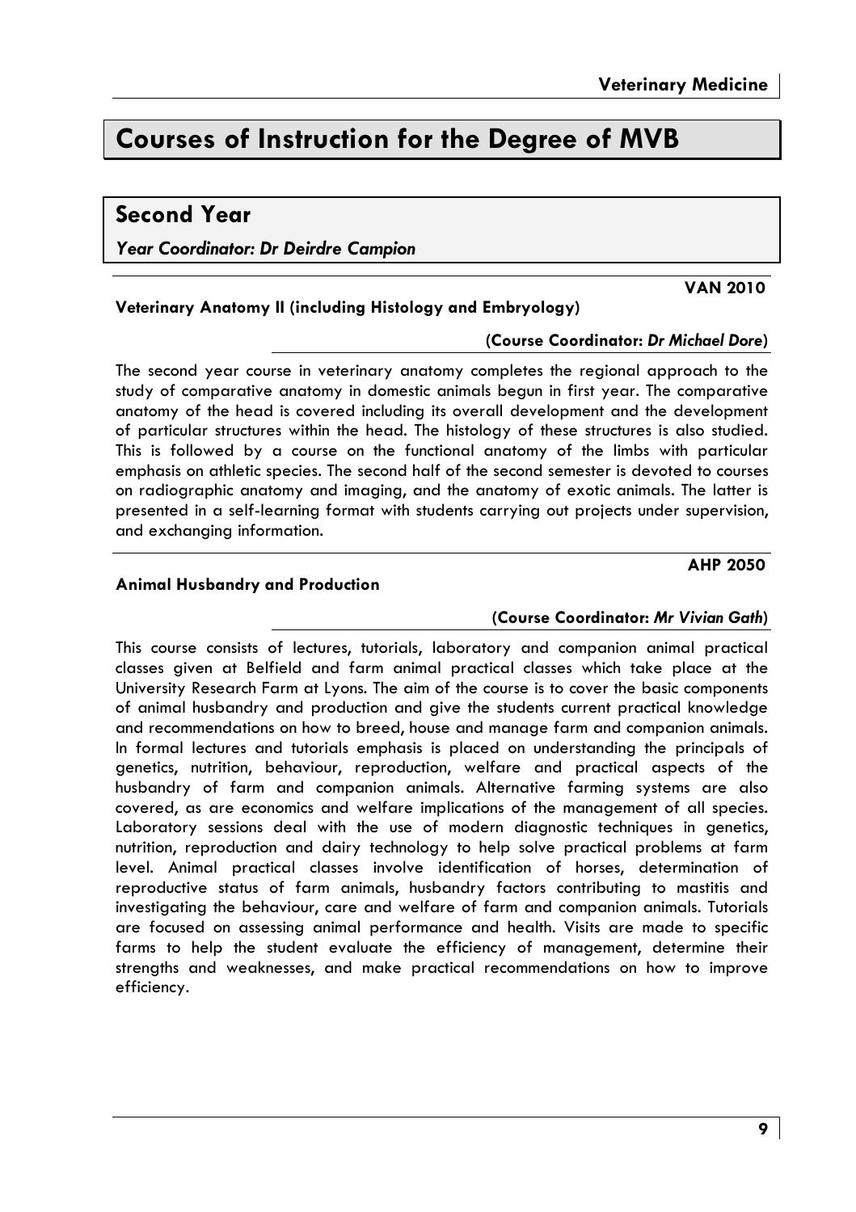# Courses of Instruction for the Degree of MVB

## Second Year

***Year Coordinator: Dr Deirdre Campion***

### Veterinary Anatomy II (including Histology and Embryology)

**VAN 2010**

**(Course Coordinator: *Dr Michael Dore*)**

The second year course in veterinary anatomy completes the regional approach to the study of comparative anatomy in domestic animals begun in first year. The comparative anatomy of the head is covered including its overall development and the development of particular structures within the head. The histology of these structures is also studied. This is followed by a course on the functional anatomy of the limbs with particular emphasis on athletic species. The second half of the second semester is devoted to courses on radiographic anatomy and imaging, and the anatomy of exotic animals. The latter is presented in a self-learning format with students carrying out projects under supervision, and exchanging information.

### Animal Husbandry and Production

**AHP 2050**

**(Course Coordinator: *Mr Vivian Gath*)**

This course consists of lectures, tutorials, laboratory and companion animal practical classes given at Belfield and farm animal practical classes which take place at the University Research Farm at Lyons. The aim of the course is to cover the basic components of animal husbandry and production and give the students current practical knowledge and recommendations on how to breed, house and manage farm and companion animals. In formal lectures and tutorials emphasis is placed on understanding the principals of genetics, nutrition, behaviour, reproduction, welfare and practical aspects of the husbandry of farm and companion animals. Alternative farming systems are also covered, as are economics and welfare implications of the management of all species. Laboratory sessions deal with the use of modern diagnostic techniques in genetics, nutrition, reproduction and dairy technology to help solve practical problems at farm level. Animal practical classes involve identification of horses, determination of reproductive status of farm animals, husbandry factors contributing to mastitis and investigating the behaviour, care and welfare of farm and companion animals. Tutorials are focused on assessing animal performance and health. Visits are made to specific farms to help the student evaluate the efficiency of management, determine their strengths and weaknesses, and make practical recommendations on how to improve efficiency.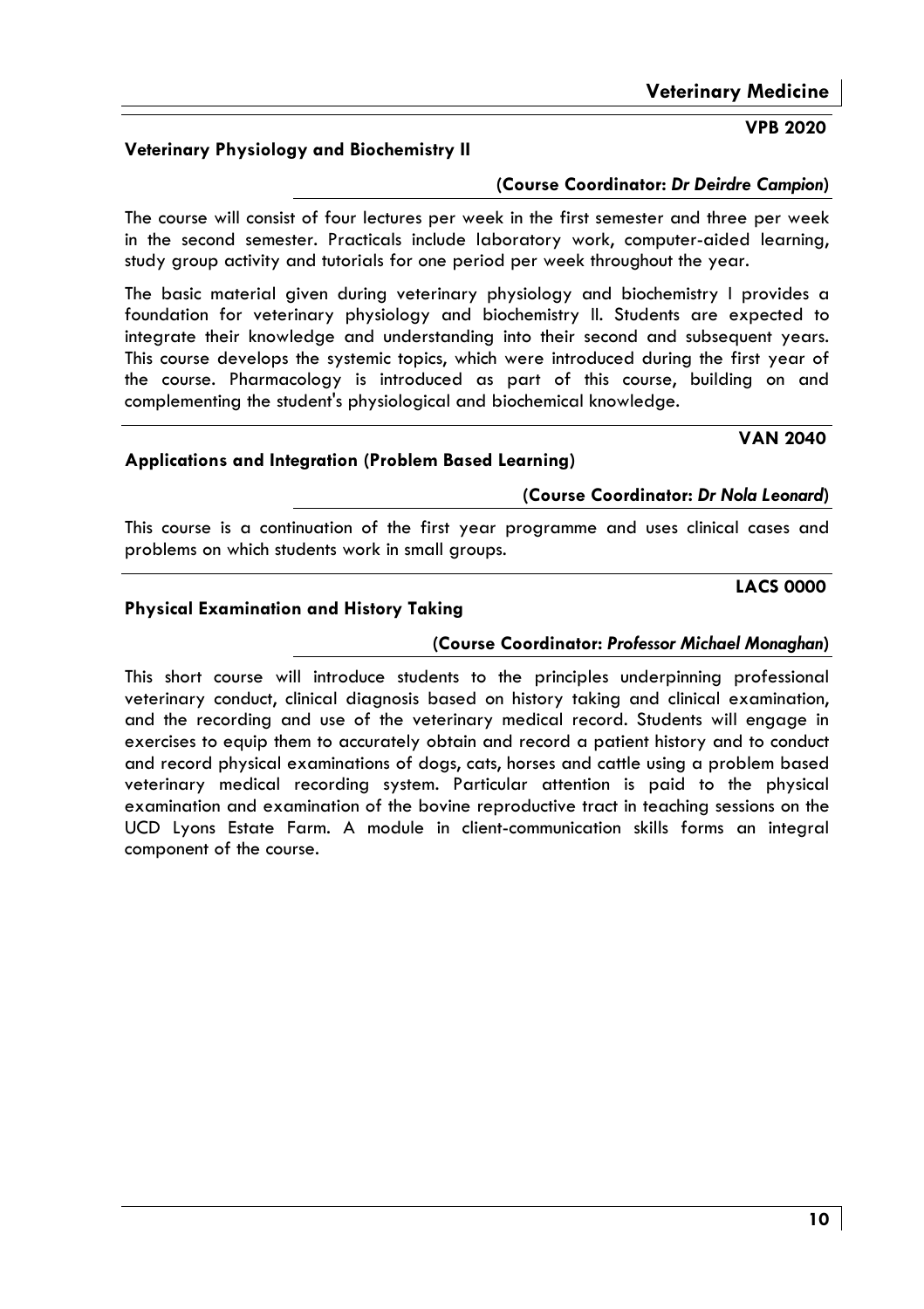**VPB 2020**

### Veterinary Physiology and Biochemistry II

**(Course Coordinator: *Dr Deirdre Campion*)**

The course will consist of four lectures per week in the first semester and three per week in the second semester. Practicals include laboratory work, computer-aided learning, study group activity and tutorials for one period per week throughout the year.

The basic material given during veterinary physiology and biochemistry I provides a foundation for veterinary physiology and biochemistry II. Students are expected to integrate their knowledge and understanding into their second and subsequent years. This course develops the systemic topics, which were introduced during the first year of the course. Pharmacology is introduced as part of this course, building on and complementing the student's physiological and biochemical knowledge.

**VAN 2040**

### Applications and Integration (Problem Based Learning)

**(Course Coordinator: *Dr Nola Leonard*)**

This course is a continuation of the first year programme and uses clinical cases and problems on which students work in small groups.

**LACS 0000**

### Physical Examination and History Taking

**(Course Coordinator: *Professor Michael Monaghan*)**

This short course will introduce students to the principles underpinning professional veterinary conduct, clinical diagnosis based on history taking and clinical examination, and the recording and use of the veterinary medical record. Students will engage in exercises to equip them to accurately obtain and record a patient history and to conduct and record physical examinations of dogs, cats, horses and cattle using a problem based veterinary medical recording system. Particular attention is paid to the physical examination and examination of the bovine reproductive tract in teaching sessions on the UCD Lyons Estate Farm. A module in client-communication skills forms an integral component of the course.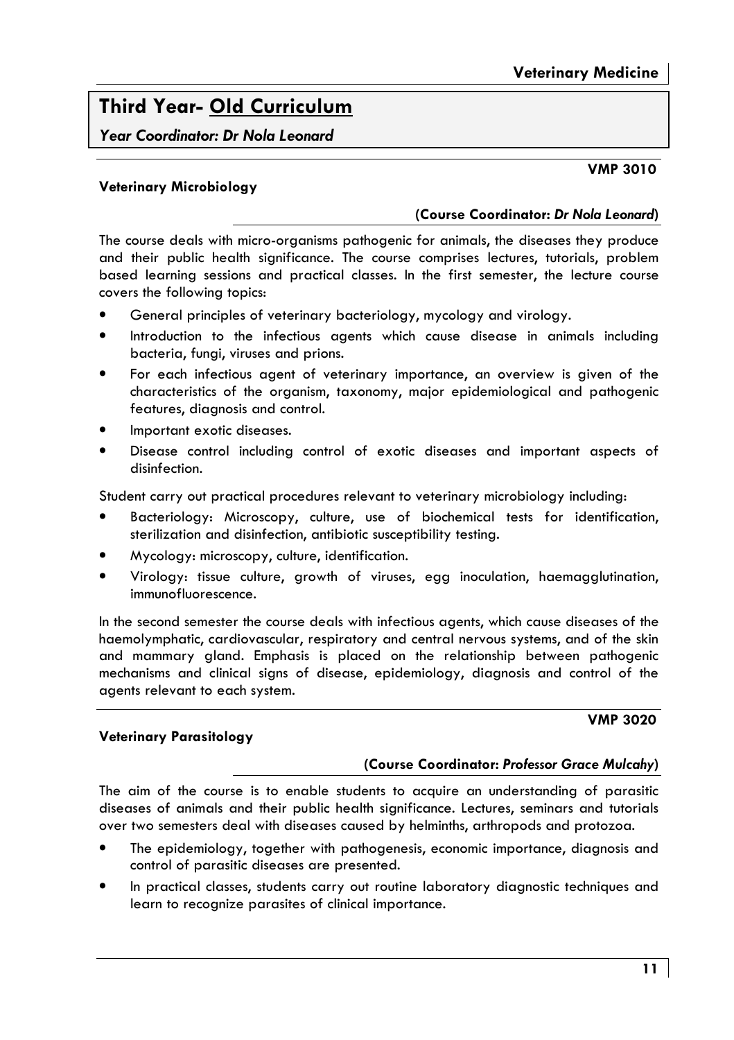# Third Year- Old Curriculum

*Year Coordinator: Dr Nola Leonard*

## Veterinary Microbiology

**VMP 3010**

**(Course Coordinator: *Dr Nola Leonard*)**

The course deals with micro-organisms pathogenic for animals, the diseases they produce and their public health significance. The course comprises lectures, tutorials, problem based learning sessions and practical classes. In the first semester, the lecture course covers the following topics:

- General principles of veterinary bacteriology, mycology and virology.
- Introduction to the infectious agents which cause disease in animals including bacteria, fungi, viruses and prions.
- For each infectious agent of veterinary importance, an overview is given of the characteristics of the organism, taxonomy, major epidemiological and pathogenic features, diagnosis and control.
- Important exotic diseases.
- Disease control including control of exotic diseases and important aspects of disinfection.

Student carry out practical procedures relevant to veterinary microbiology including:

- Bacteriology: Microscopy, culture, use of biochemical tests for identification, sterilization and disinfection, antibiotic susceptibility testing.
- Mycology: microscopy, culture, identification.
- Virology: tissue culture, growth of viruses, egg inoculation, haemagglutination, immunofluorescence.

In the second semester the course deals with infectious agents, which cause diseases of the haemolymphatic, cardiovascular, respiratory and central nervous systems, and of the skin and mammary gland. Emphasis is placed on the relationship between pathogenic mechanisms and clinical signs of disease, epidemiology, diagnosis and control of the agents relevant to each system.

## Veterinary Parasitology

**VMP 3020**

**(Course Coordinator: *Professor Grace Mulcahy*)**

The aim of the course is to enable students to acquire an understanding of parasitic diseases of animals and their public health significance. Lectures, seminars and tutorials over two semesters deal with diseases caused by helminths, arthropods and protozoa.

- The epidemiology, together with pathogenesis, economic importance, diagnosis and control of parasitic diseases are presented.
- In practical classes, students carry out routine laboratory diagnostic techniques and learn to recognize parasites of clinical importance.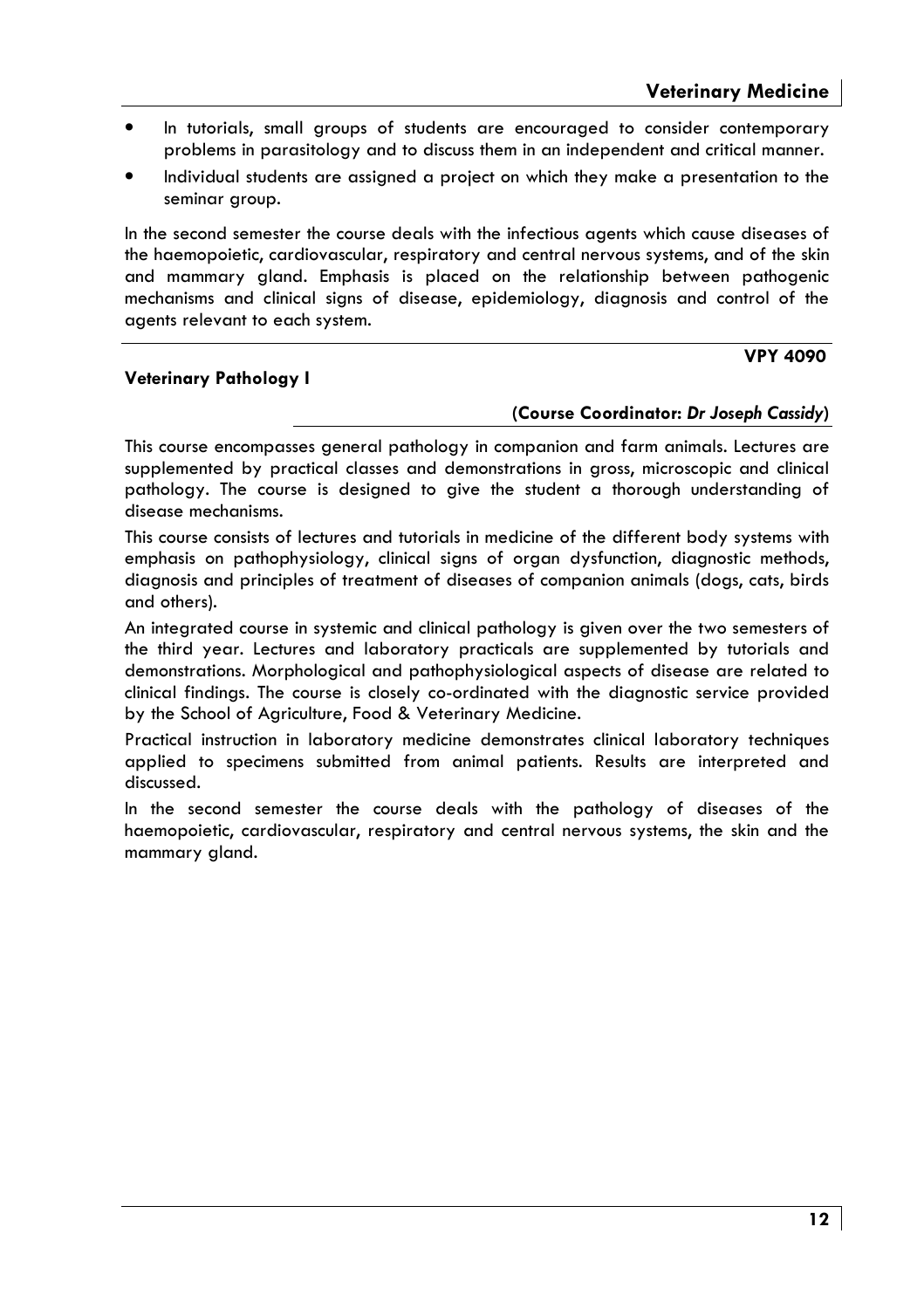- In tutorials, small groups of students are encouraged to consider contemporary problems in parasitology and to discuss them in an independent and critical manner.
- Individual students are assigned a project on which they make a presentation to the seminar group.

In the second semester the course deals with the infectious agents which cause diseases of the haemopoietic, cardiovascular, respiratory and central nervous systems, and of the skin and mammary gland. Emphasis is placed on the relationship between pathogenic mechanisms and clinical signs of disease, epidemiology, diagnosis and control of the agents relevant to each system.

### Veterinary Pathology I

**VPY 4090**

**(Course Coordinator: *Dr Joseph Cassidy*)**

This course encompasses general pathology in companion and farm animals. Lectures are supplemented by practical classes and demonstrations in gross, microscopic and clinical pathology. The course is designed to give the student a thorough understanding of disease mechanisms.

This course consists of lectures and tutorials in medicine of the different body systems with emphasis on pathophysiology, clinical signs of organ dysfunction, diagnostic methods, diagnosis and principles of treatment of diseases of companion animals (dogs, cats, birds and others).

An integrated course in systemic and clinical pathology is given over the two semesters of the third year. Lectures and laboratory practicals are supplemented by tutorials and demonstrations. Morphological and pathophysiological aspects of disease are related to clinical findings. The course is closely co-ordinated with the diagnostic service provided by the School of Agriculture, Food & Veterinary Medicine.

Practical instruction in laboratory medicine demonstrates clinical laboratory techniques applied to specimens submitted from animal patients. Results are interpreted and discussed.

In the second semester the course deals with the pathology of diseases of the haemopoietic, cardiovascular, respiratory and central nervous systems, the skin and the mammary gland.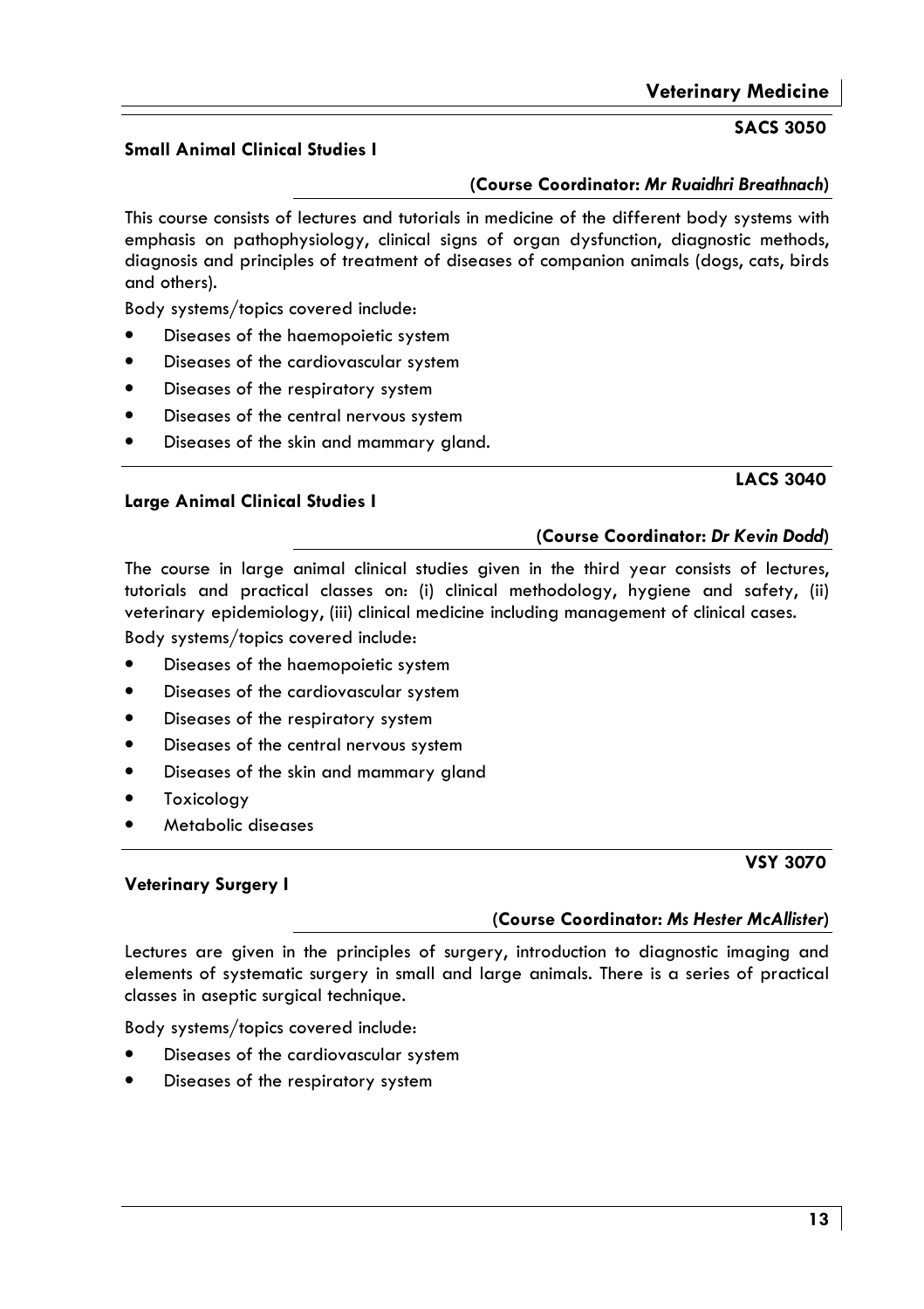## Small Animal Clinical Studies I

**SACS 3050**

**(Course Coordinator:** ***Mr Ruaidhri Breathnach*****)**

This course consists of lectures and tutorials in medicine of the different body systems with emphasis on pathophysiology, clinical signs of organ dysfunction, diagnostic methods, diagnosis and principles of treatment of diseases of companion animals (dogs, cats, birds and others).

Body systems/topics covered include:

- Diseases of the haemopoietic system
- Diseases of the cardiovascular system
- Diseases of the respiratory system
- Diseases of the central nervous system
- Diseases of the skin and mammary gland.

## Large Animal Clinical Studies I

**LACS 3040**

**(Course Coordinator:** ***Dr Kevin Dodd*****)**

The course in large animal clinical studies given in the third year consists of lectures, tutorials and practical classes on: (i) clinical methodology, hygiene and safety, (ii) veterinary epidemiology, (iii) clinical medicine including management of clinical cases.

Body systems/topics covered include:

- Diseases of the haemopoietic system
- Diseases of the cardiovascular system
- Diseases of the respiratory system
- Diseases of the central nervous system
- Diseases of the skin and mammary gland
- Toxicology
- Metabolic diseases

## Veterinary Surgery I

**VSY 3070**

**(Course Coordinator:** ***Ms Hester McAllister*****)**

Lectures are given in the principles of surgery, introduction to diagnostic imaging and elements of systematic surgery in small and large animals. There is a series of practical classes in aseptic surgical technique.

Body systems/topics covered include:

- Diseases of the cardiovascular system
- Diseases of the respiratory system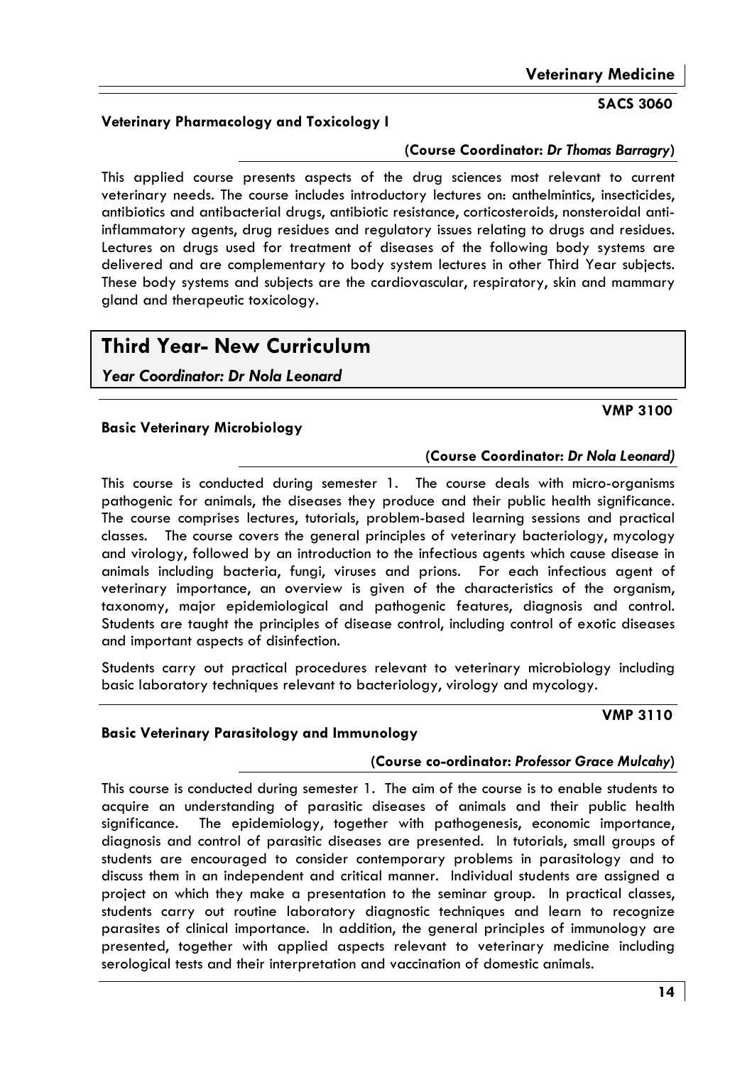**SACS 3060**

### Veterinary Pharmacology and Toxicology I

**(Course Coordinator: *Dr Thomas Barragry*)**

This applied course presents aspects of the drug sciences most relevant to current veterinary needs. The course includes introductory lectures on: anthelmintics, insecticides, antibiotics and antibacterial drugs, antibiotic resistance, corticosteroids, nonsteroidal anti-inflammatory agents, drug residues and regulatory issues relating to drugs and residues. Lectures on drugs used for treatment of diseases of the following body systems are delivered and are complementary to body system lectures in other Third Year subjects. These body systems and subjects are the cardiovascular, respiratory, skin and mammary gland and therapeutic toxicology.

## Third Year- New Curriculum

***Year Coordinator: Dr Nola Leonard***

**VMP 3100**

### Basic Veterinary Microbiology

**(Course Coordinator: *Dr Nola Leonard)***

This course is conducted during semester 1. The course deals with micro-organisms pathogenic for animals, the diseases they produce and their public health significance. The course comprises lectures, tutorials, problem-based learning sessions and practical classes. The course covers the general principles of veterinary bacteriology, mycology and virology, followed by an introduction to the infectious agents which cause disease in animals including bacteria, fungi, viruses and prions. For each infectious agent of veterinary importance, an overview is given of the characteristics of the organism, taxonomy, major epidemiological and pathogenic features, diagnosis and control. Students are taught the principles of disease control, including control of exotic diseases and important aspects of disinfection.

Students carry out practical procedures relevant to veterinary microbiology including basic laboratory techniques relevant to bacteriology, virology and mycology.

**VMP 3110**

### Basic Veterinary Parasitology and Immunology

**(Course co-ordinator: *Professor Grace Mulcahy*)**

This course is conducted during semester 1. The aim of the course is to enable students to acquire an understanding of parasitic diseases of animals and their public health significance. The epidemiology, together with pathogenesis, economic importance, diagnosis and control of parasitic diseases are presented. In tutorials, small groups of students are encouraged to consider contemporary problems in parasitology and to discuss them in an independent and critical manner. Individual students are assigned a project on which they make a presentation to the seminar group. In practical classes, students carry out routine laboratory diagnostic techniques and learn to recognize parasites of clinical importance. In addition, the general principles of immunology are presented, together with applied aspects relevant to veterinary medicine including serological tests and their interpretation and vaccination of domestic animals.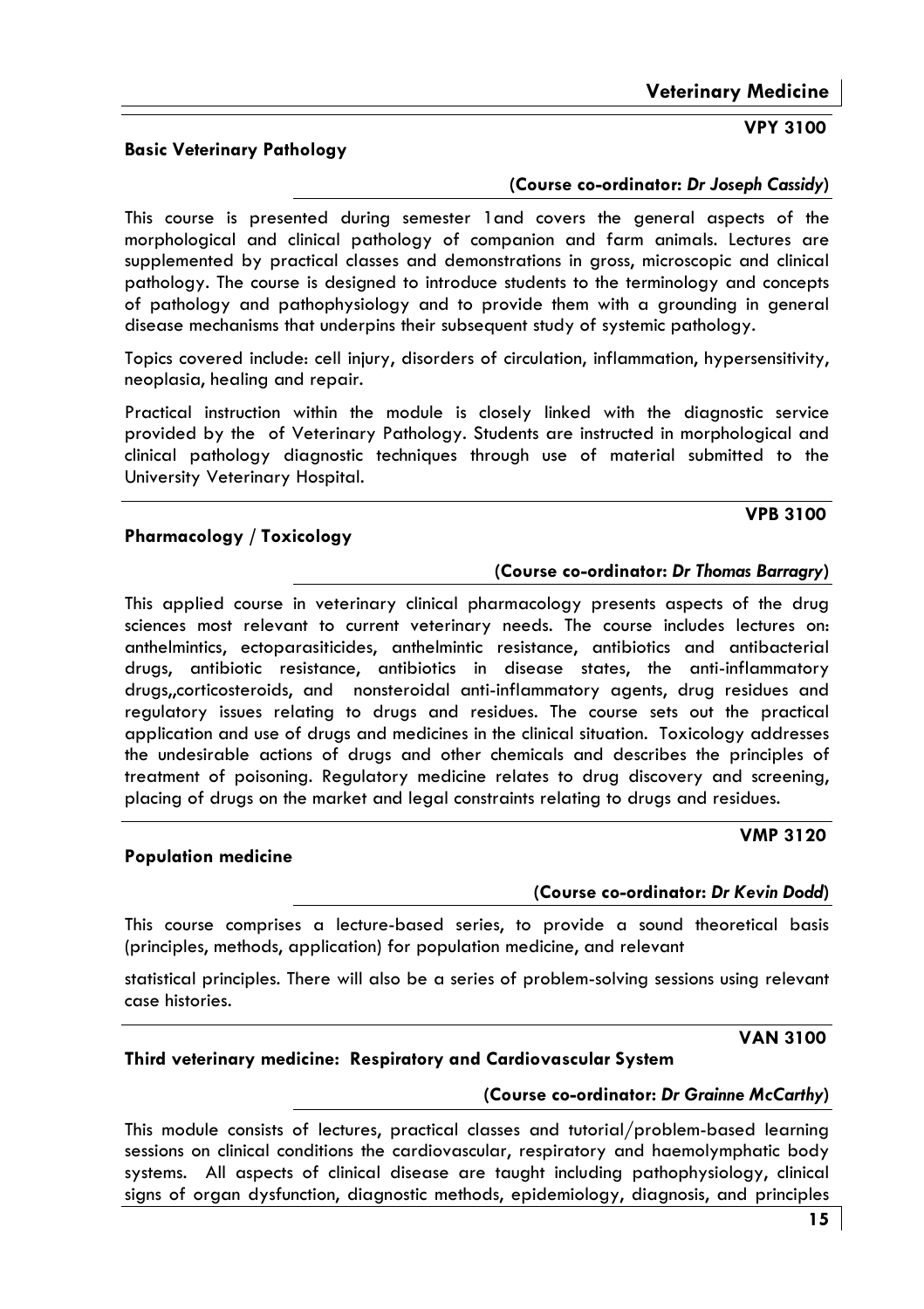**VPY 3100**

### Basic Veterinary Pathology

**(Course co-ordinator: *Dr Joseph Cassidy*)**

This course is presented during semester 1and covers the general aspects of the morphological and clinical pathology of companion and farm animals. Lectures are supplemented by practical classes and demonstrations in gross, microscopic and clinical pathology. The course is designed to introduce students to the terminology and concepts of pathology and pathophysiology and to provide them with a grounding in general disease mechanisms that underpins their subsequent study of systemic pathology.

Topics covered include: cell injury, disorders of circulation, inflammation, hypersensitivity, neoplasia, healing and repair.

Practical instruction within the module is closely linked with the diagnostic service provided by the of Veterinary Pathology. Students are instructed in morphological and clinical pathology diagnostic techniques through use of material submitted to the University Veterinary Hospital.

**VPB 3100**

### Pharmacology / Toxicology

**(Course co-ordinator: *Dr Thomas Barragry*)**

This applied course in veterinary clinical pharmacology presents aspects of the drug sciences most relevant to current veterinary needs. The course includes lectures on: anthelmintics, ectoparasiticides, anthelmintic resistance, antibiotics and antibacterial drugs, antibiotic resistance, antibiotics in disease states, the anti-inflammatory drugs,,corticosteroids, and nonsteroidal anti-inflammatory agents, drug residues and regulatory issues relating to drugs and residues. The course sets out the practical application and use of drugs and medicines in the clinical situation. Toxicology addresses the undesirable actions of drugs and other chemicals and describes the principles of treatment of poisoning. Regulatory medicine relates to drug discovery and screening, placing of drugs on the market and legal constraints relating to drugs and residues.

**VMP 3120**

### Population medicine

**(Course co-ordinator: *Dr Kevin Dodd*)**

This course comprises a lecture-based series, to provide a sound theoretical basis (principles, methods, application) for population medicine, and relevant

statistical principles. There will also be a series of problem-solving sessions using relevant case histories.

**VAN 3100**

### Third veterinary medicine: Respiratory and Cardiovascular System

**(Course co-ordinator: *Dr Grainne McCarthy*)**

This module consists of lectures, practical classes and tutorial/problem-based learning sessions on clinical conditions the cardiovascular, respiratory and haemolymphatic body systems. All aspects of clinical disease are taught including pathophysiology, clinical signs of organ dysfunction, diagnostic methods, epidemiology, diagnosis, and principles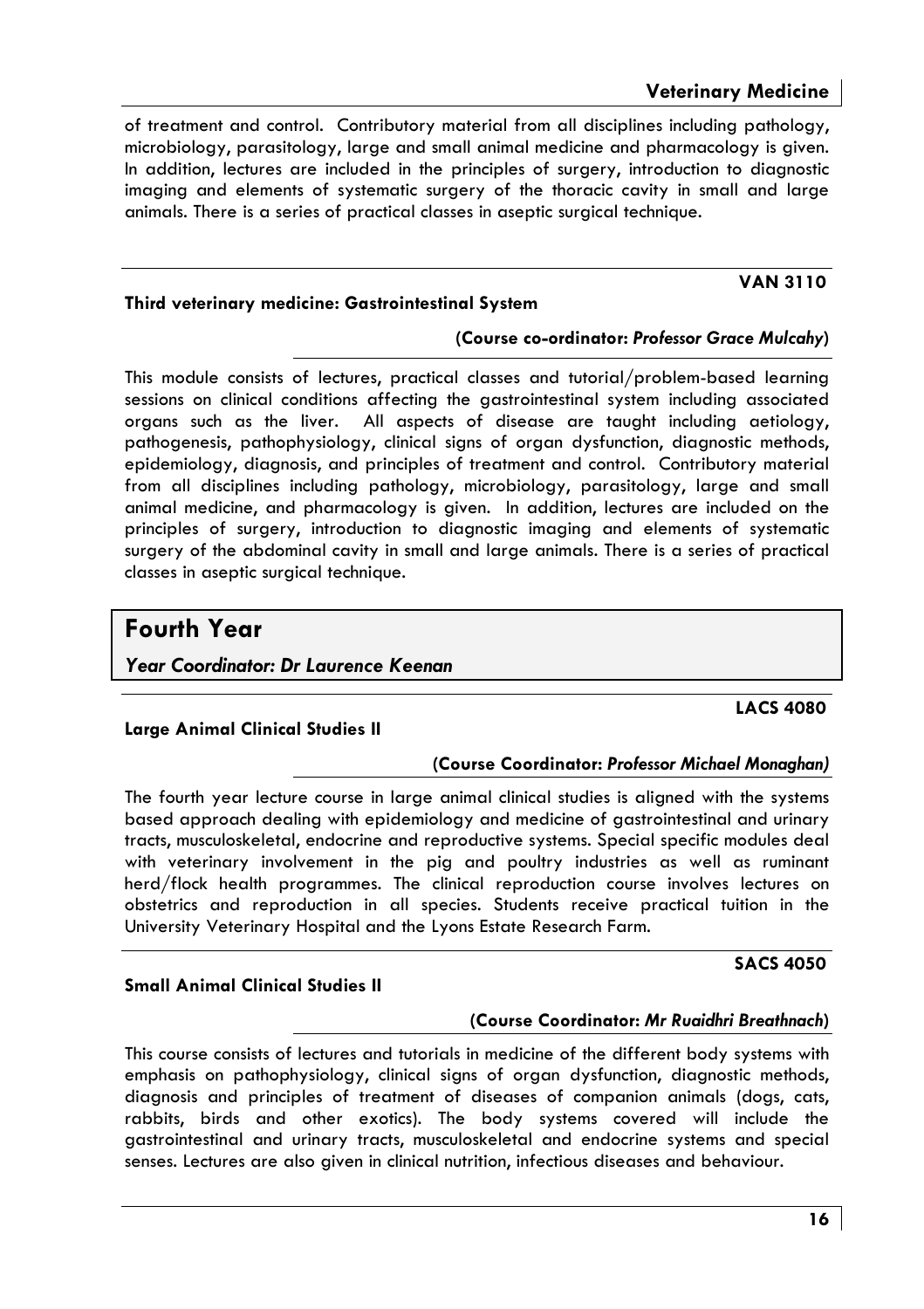of treatment and control. Contributory material from all disciplines including pathology, microbiology, parasitology, large and small animal medicine and pharmacology is given. In addition, lectures are included in the principles of surgery, introduction to diagnostic imaging and elements of systematic surgery of the thoracic cavity in small and large animals. There is a series of practical classes in aseptic surgical technique.

**VAN 3110**

### Third veterinary medicine: Gastrointestinal System

**(Course co-ordinator: *Professor Grace Mulcahy*)**

This module consists of lectures, practical classes and tutorial/problem-based learning sessions on clinical conditions affecting the gastrointestinal system including associated organs such as the liver. All aspects of disease are taught including aetiology, pathogenesis, pathophysiology, clinical signs of organ dysfunction, diagnostic methods, epidemiology, diagnosis, and principles of treatment and control. Contributory material from all disciplines including pathology, microbiology, parasitology, large and small animal medicine, and pharmacology is given. In addition, lectures are included on the principles of surgery, introduction to diagnostic imaging and elements of systematic surgery of the abdominal cavity in small and large animals. There is a series of practical classes in aseptic surgical technique.

## Fourth Year

***Year Coordinator: Dr Laurence Keenan***

**LACS 4080**

### Large Animal Clinical Studies II

**(Course Coordinator: *Professor Michael Monaghan)***

The fourth year lecture course in large animal clinical studies is aligned with the systems based approach dealing with epidemiology and medicine of gastrointestinal and urinary tracts, musculoskeletal, endocrine and reproductive systems. Special specific modules deal with veterinary involvement in the pig and poultry industries as well as ruminant herd/flock health programmes. The clinical reproduction course involves lectures on obstetrics and reproduction in all species. Students receive practical tuition in the University Veterinary Hospital and the Lyons Estate Research Farm.

**SACS 4050**

### Small Animal Clinical Studies II

**(Course Coordinator: *Mr Ruaidhri Breathnach*)**

This course consists of lectures and tutorials in medicine of the different body systems with emphasis on pathophysiology, clinical signs of organ dysfunction, diagnostic methods, diagnosis and principles of treatment of diseases of companion animals (dogs, cats, rabbits, birds and other exotics). The body systems covered will include the gastrointestinal and urinary tracts, musculoskeletal and endocrine systems and special senses. Lectures are also given in clinical nutrition, infectious diseases and behaviour.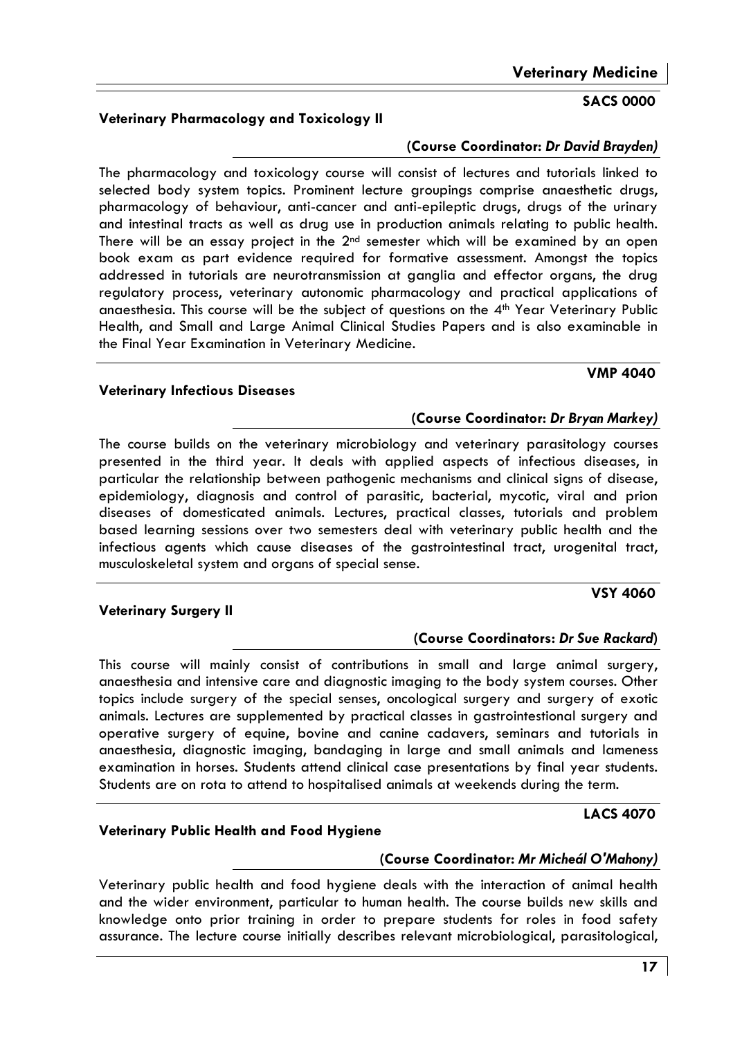**SACS 0000**

### Veterinary Pharmacology and Toxicology II

**(Course Coordinator: *Dr David Brayden*)**

The pharmacology and toxicology course will consist of lectures and tutorials linked to selected body system topics. Prominent lecture groupings comprise anaesthetic drugs, pharmacology of behaviour, anti-cancer and anti-epileptic drugs, drugs of the urinary and intestinal tracts as well as drug use in production animals relating to public health. There will be an essay project in the 2nd semester which will be examined by an open book exam as part evidence required for formative assessment. Amongst the topics addressed in tutorials are neurotransmission at ganglia and effector organs, the drug regulatory process, veterinary autonomic pharmacology and practical applications of anaesthesia. This course will be the subject of questions on the 4th Year Veterinary Public Health, and Small and Large Animal Clinical Studies Papers and is also examinable in the Final Year Examination in Veterinary Medicine.

**VMP 4040**

### Veterinary Infectious Diseases

**(Course Coordinator: *Dr Bryan Markey*)**

The course builds on the veterinary microbiology and veterinary parasitology courses presented in the third year. It deals with applied aspects of infectious diseases, in particular the relationship between pathogenic mechanisms and clinical signs of disease, epidemiology, diagnosis and control of parasitic, bacterial, mycotic, viral and prion diseases of domesticated animals. Lectures, practical classes, tutorials and problem based learning sessions over two semesters deal with veterinary public health and the infectious agents which cause diseases of the gastrointestinal tract, urogenital tract, musculoskeletal system and organs of special sense.

**VSY 4060**

### Veterinary Surgery II

**(Course Coordinators: *Dr Sue Rackard*)**

This course will mainly consist of contributions in small and large animal surgery, anaesthesia and intensive care and diagnostic imaging to the body system courses. Other topics include surgery of the special senses, oncological surgery and surgery of exotic animals. Lectures are supplemented by practical classes in gastrointestional surgery and operative surgery of equine, bovine and canine cadavers, seminars and tutorials in anaesthesia, diagnostic imaging, bandaging in large and small animals and lameness examination in horses. Students attend clinical case presentations by final year students. Students are on rota to attend to hospitalised animals at weekends during the term.

**LACS 4070**

### Veterinary Public Health and Food Hygiene

**(Course Coordinator: *Mr Micheál O'Mahony*)**

Veterinary public health and food hygiene deals with the interaction of animal health and the wider environment, particular to human health. The course builds new skills and knowledge onto prior training in order to prepare students for roles in food safety assurance. The lecture course initially describes relevant microbiological, parasitological,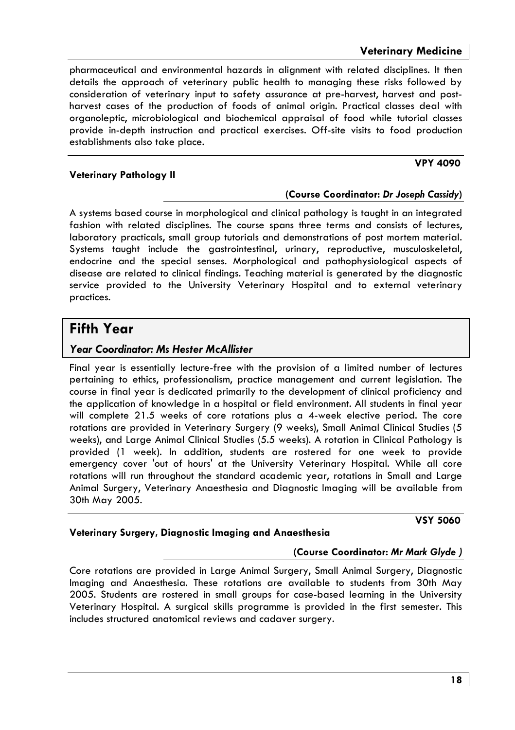pharmaceutical and environmental hazards in alignment with related disciplines. It then details the approach of veterinary public health to managing these risks followed by consideration of veterinary input to safety assurance at pre-harvest, harvest and post-harvest cases of the production of foods of animal origin. Practical classes deal with organoleptic, microbiological and biochemical appraisal of food while tutorial classes provide in-depth instruction and practical exercises. Off-site visits to food production establishments also take place.

**VPY 4090**

### Veterinary Pathology II

**(Course Coordinator: *Dr Joseph Cassidy*)**

A systems based course in morphological and clinical pathology is taught in an integrated fashion with related disciplines. The course spans three terms and consists of lectures, laboratory practicals, small group tutorials and demonstrations of post mortem material. Systems taught include the gastrointestinal, urinary, reproductive, musculoskeletal, endocrine and the special senses. Morphological and pathophysiological aspects of disease are related to clinical findings. Teaching material is generated by the diagnostic service provided to the University Veterinary Hospital and to external veterinary practices.

## Fifth Year

***Year Coordinator: Ms Hester McAllister***

Final year is essentially lecture-free with the provision of a limited number of lectures pertaining to ethics, professionalism, practice management and current legislation. The course in final year is dedicated primarily to the development of clinical proficiency and the application of knowledge in a hospital or field environment. All students in final year will complete 21.5 weeks of core rotations plus a 4-week elective period. The core rotations are provided in Veterinary Surgery (9 weeks), Small Animal Clinical Studies (5 weeks), and Large Animal Clinical Studies (5.5 weeks). A rotation in Clinical Pathology is provided (1 week). In addition, students are rostered for one week to provide emergency cover 'out of hours' at the University Veterinary Hospital. While all core rotations will run throughout the standard academic year, rotations in Small and Large Animal Surgery, Veterinary Anaesthesia and Diagnostic Imaging will be available from 30th May 2005.

**VSY 5060**

### Veterinary Surgery, Diagnostic Imaging and Anaesthesia

**(Course Coordinator: *Mr Mark Glyde* )**

Core rotations are provided in Large Animal Surgery, Small Animal Surgery, Diagnostic Imaging and Anaesthesia. These rotations are available to students from 30th May 2005. Students are rostered in small groups for case-based learning in the University Veterinary Hospital. A surgical skills programme is provided in the first semester. This includes structured anatomical reviews and cadaver surgery.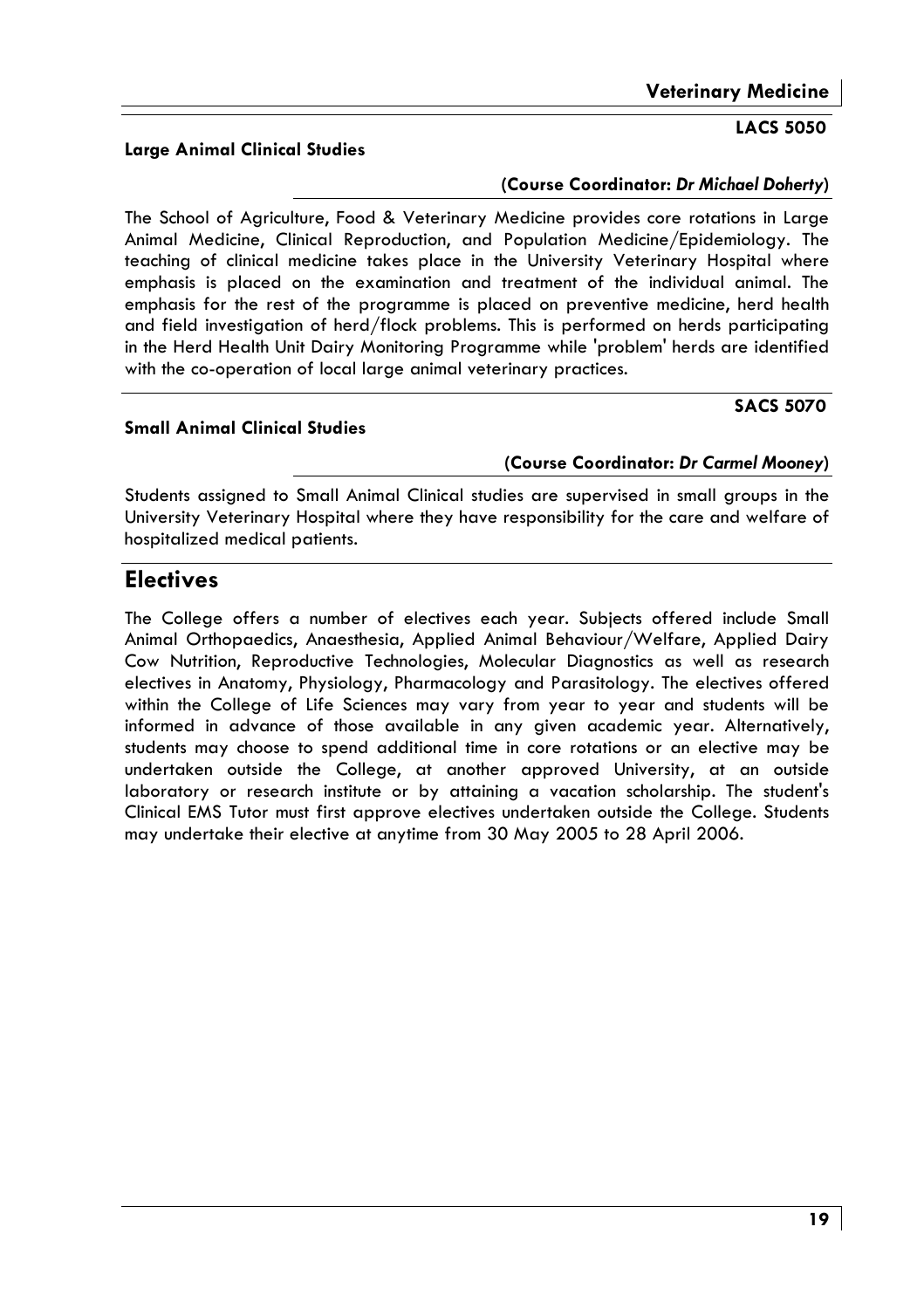**LACS 5050**

### Large Animal Clinical Studies

**(Course Coordinator: *Dr Michael Doherty*)**

The School of Agriculture, Food & Veterinary Medicine provides core rotations in Large Animal Medicine, Clinical Reproduction, and Population Medicine/Epidemiology. The teaching of clinical medicine takes place in the University Veterinary Hospital where emphasis is placed on the examination and treatment of the individual animal. The emphasis for the rest of the programme is placed on preventive medicine, herd health and field investigation of herd/flock problems. This is performed on herds participating in the Herd Health Unit Dairy Monitoring Programme while 'problem' herds are identified with the co-operation of local large animal veterinary practices.

**SACS 5070**

### Small Animal Clinical Studies

**(Course Coordinator: *Dr Carmel Mooney*)**

Students assigned to Small Animal Clinical studies are supervised in small groups in the University Veterinary Hospital where they have responsibility for the care and welfare of hospitalized medical patients.

## Electives

The College offers a number of electives each year. Subjects offered include Small Animal Orthopaedics, Anaesthesia, Applied Animal Behaviour/Welfare, Applied Dairy Cow Nutrition, Reproductive Technologies, Molecular Diagnostics as well as research electives in Anatomy, Physiology, Pharmacology and Parasitology. The electives offered within the College of Life Sciences may vary from year to year and students will be informed in advance of those available in any given academic year. Alternatively, students may choose to spend additional time in core rotations or an elective may be undertaken outside the College, at another approved University, at an outside laboratory or research institute or by attaining a vacation scholarship. The student's Clinical EMS Tutor must first approve electives undertaken outside the College. Students may undertake their elective at anytime from 30 May 2005 to 28 April 2006.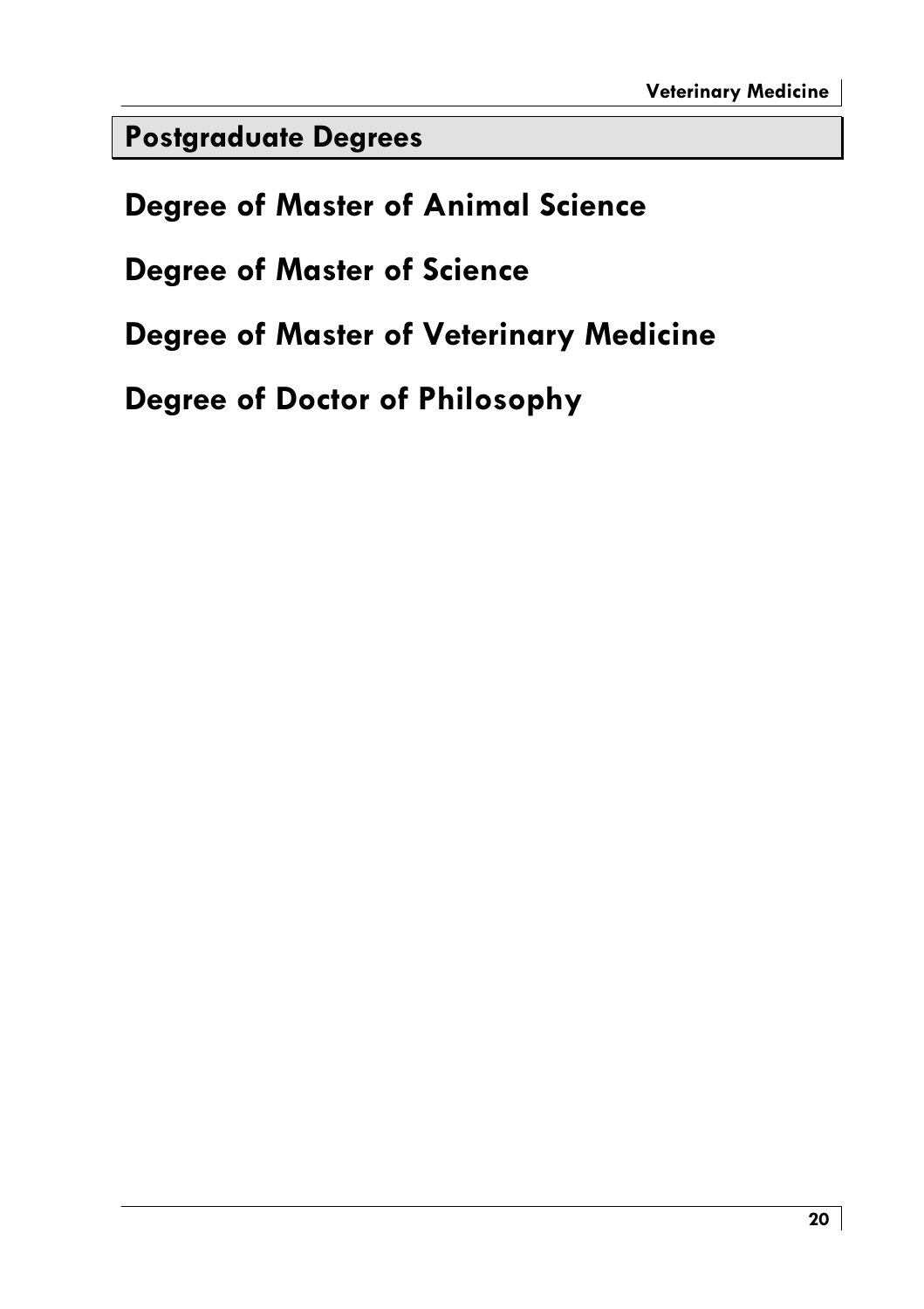## Postgraduate Degrees

# Degree of Master of Animal Science

# Degree of Master of Science

# Degree of Master of Veterinary Medicine

# Degree of Doctor of Philosophy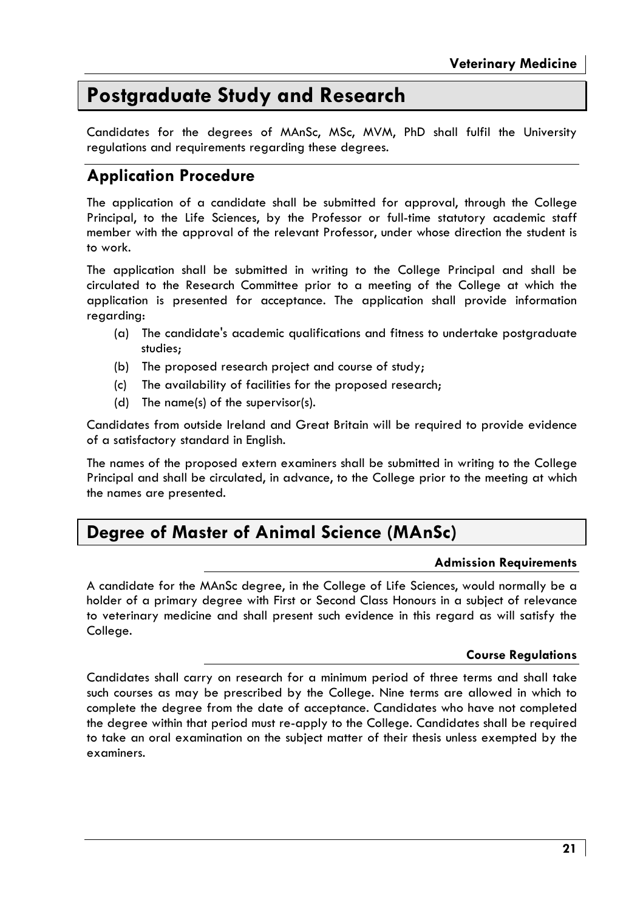# Postgraduate Study and Research

Candidates for the degrees of MAnSc, MSc, MVM, PhD shall fulfil the University regulations and requirements regarding these degrees.

## Application Procedure

The application of a candidate shall be submitted for approval, through the College Principal, to the Life Sciences, by the Professor or full-time statutory academic staff member with the approval of the relevant Professor, under whose direction the student is to work.

The application shall be submitted in writing to the College Principal and shall be circulated to the Research Committee prior to a meeting of the College at which the application is presented for acceptance. The application shall provide information regarding:

(a) The candidate's academic qualifications and fitness to undertake postgraduate studies;
(b) The proposed research project and course of study;
(c) The availability of facilities for the proposed research;
(d) The name(s) of the supervisor(s).

Candidates from outside Ireland and Great Britain will be required to provide evidence of a satisfactory standard in English.

The names of the proposed extern examiners shall be submitted in writing to the College Principal and shall be circulated, in advance, to the College prior to the meeting at which the names are presented.

# Degree of Master of Animal Science (MAnSc)

### Admission Requirements

A candidate for the MAnSc degree, in the College of Life Sciences, would normally be a holder of a primary degree with First or Second Class Honours in a subject of relevance to veterinary medicine and shall present such evidence in this regard as will satisfy the College.

### Course Regulations

Candidates shall carry on research for a minimum period of three terms and shall take such courses as may be prescribed by the College. Nine terms are allowed in which to complete the degree from the date of acceptance. Candidates who have not completed the degree within that period must re-apply to the College. Candidates shall be required to take an oral examination on the subject matter of their thesis unless exempted by the examiners.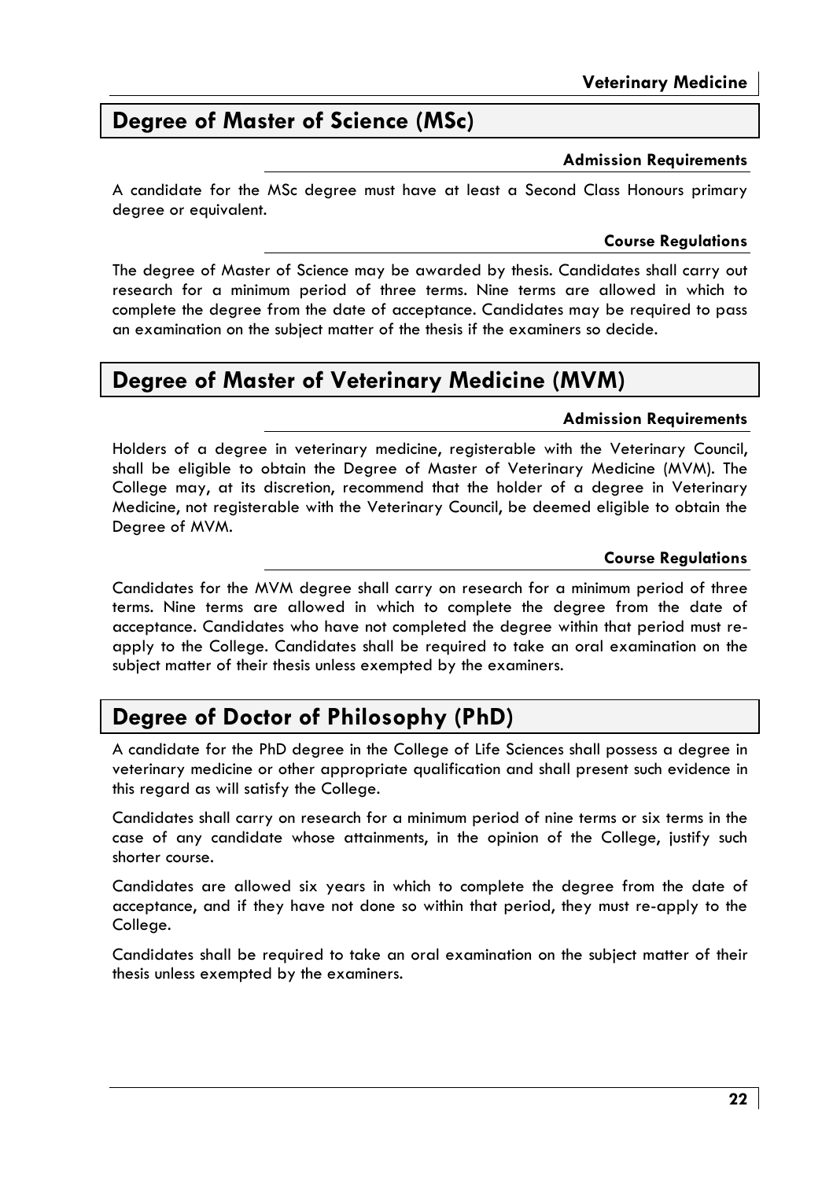## Degree of Master of Science (MSc)

### Admission Requirements

A candidate for the MSc degree must have at least a Second Class Honours primary degree or equivalent.

### Course Regulations

The degree of Master of Science may be awarded by thesis. Candidates shall carry out research for a minimum period of three terms. Nine terms are allowed in which to complete the degree from the date of acceptance. Candidates may be required to pass an examination on the subject matter of the thesis if the examiners so decide.

## Degree of Master of Veterinary Medicine (MVM)

### Admission Requirements

Holders of a degree in veterinary medicine, registerable with the Veterinary Council, shall be eligible to obtain the Degree of Master of Veterinary Medicine (MVM). The College may, at its discretion, recommend that the holder of a degree in Veterinary Medicine, not registerable with the Veterinary Council, be deemed eligible to obtain the Degree of MVM.

### Course Regulations

Candidates for the MVM degree shall carry on research for a minimum period of three terms. Nine terms are allowed in which to complete the degree from the date of acceptance. Candidates who have not completed the degree within that period must re-apply to the College. Candidates shall be required to take an oral examination on the subject matter of their thesis unless exempted by the examiners.

## Degree of Doctor of Philosophy (PhD)

A candidate for the PhD degree in the College of Life Sciences shall possess a degree in veterinary medicine or other appropriate qualification and shall present such evidence in this regard as will satisfy the College.

Candidates shall carry on research for a minimum period of nine terms or six terms in the case of any candidate whose attainments, in the opinion of the College, justify such shorter course.

Candidates are allowed six years in which to complete the degree from the date of acceptance, and if they have not done so within that period, they must re-apply to the College.

Candidates shall be required to take an oral examination on the subject matter of their thesis unless exempted by the examiners.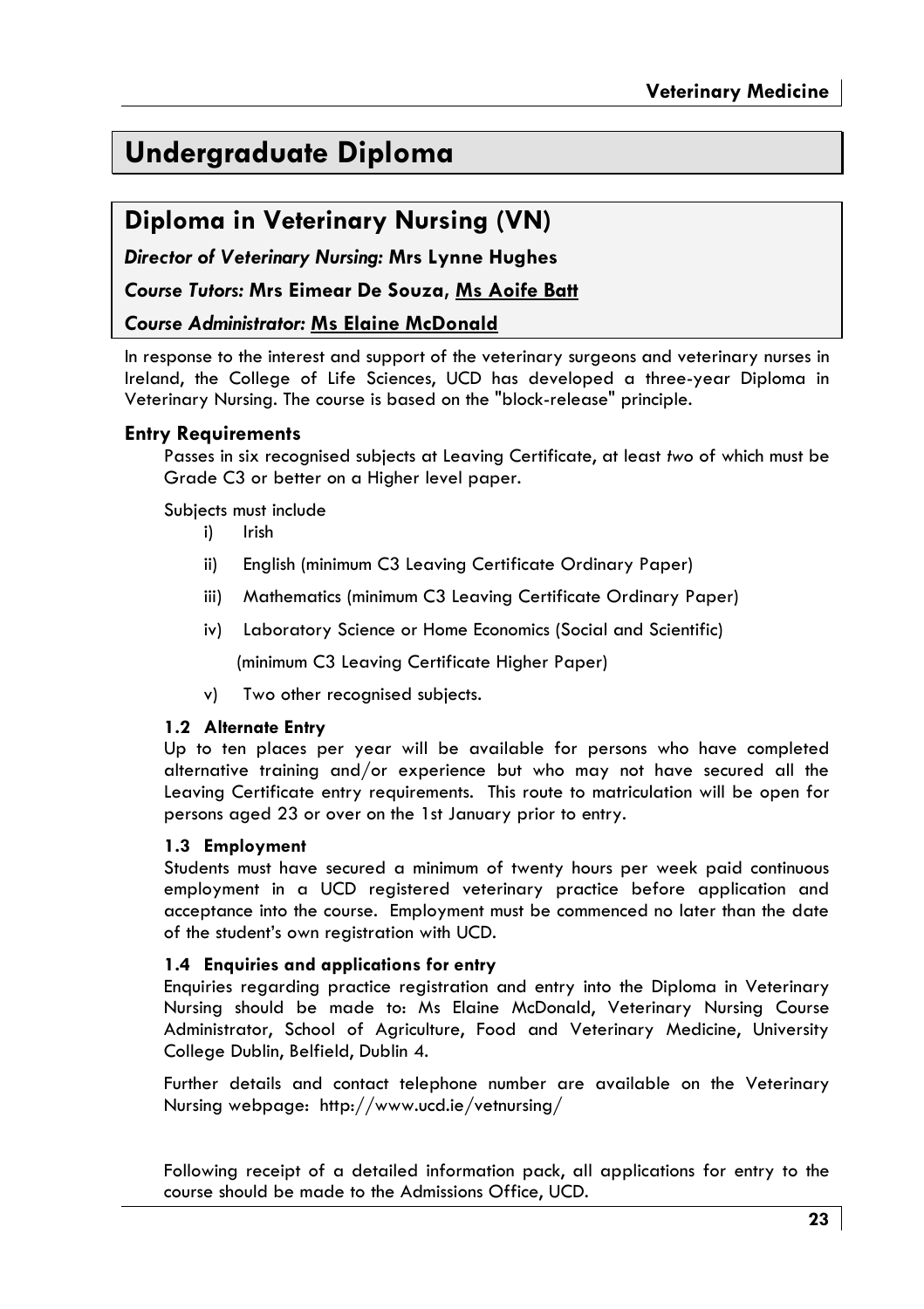# Undergraduate Diploma

## Diploma in Veterinary Nursing (VN)

***Director of Veterinary Nursing:*** **Mrs Lynne Hughes**

***Course Tutors:*** **Mrs Eimear De Souza, Ms Aoife Batt**

***Course Administrator:*** **Ms Elaine McDonald**

In response to the interest and support of the veterinary surgeons and veterinary nurses in Ireland, the College of Life Sciences, UCD has developed a three-year Diploma in Veterinary Nursing. The course is based on the "block-release" principle.

### Entry Requirements

Passes in six recognised subjects at Leaving Certificate, at least *two* of which must be Grade C3 or better on a Higher level paper.

Subjects must include

- i) Irish
- ii) English (minimum C3 Leaving Certificate Ordinary Paper)
- iii) Mathematics (minimum C3 Leaving Certificate Ordinary Paper)
- iv) Laboratory Science or Home Economics (Social and Scientific)

  (minimum C3 Leaving Certificate Higher Paper)
- v) Two other recognised subjects.

#### 1.2 Alternate Entry

Up to ten places per year will be available for persons who have completed alternative training and/or experience but who may not have secured all the Leaving Certificate entry requirements. This route to matriculation will be open for persons aged 23 or over on the 1st January prior to entry.

#### 1.3 Employment

Students must have secured a minimum of twenty hours per week paid continuous employment in a UCD registered veterinary practice before application and acceptance into the course. Employment must be commenced no later than the date of the student's own registration with UCD.

#### 1.4 Enquiries and applications for entry

Enquiries regarding practice registration and entry into the Diploma in Veterinary Nursing should be made to: Ms Elaine McDonald, Veterinary Nursing Course Administrator, School of Agriculture, Food and Veterinary Medicine, University College Dublin, Belfield, Dublin 4.

Further details and contact telephone number are available on the Veterinary Nursing webpage: http://www.ucd.ie/vetnursing/

Following receipt of a detailed information pack, all applications for entry to the course should be made to the Admissions Office, UCD.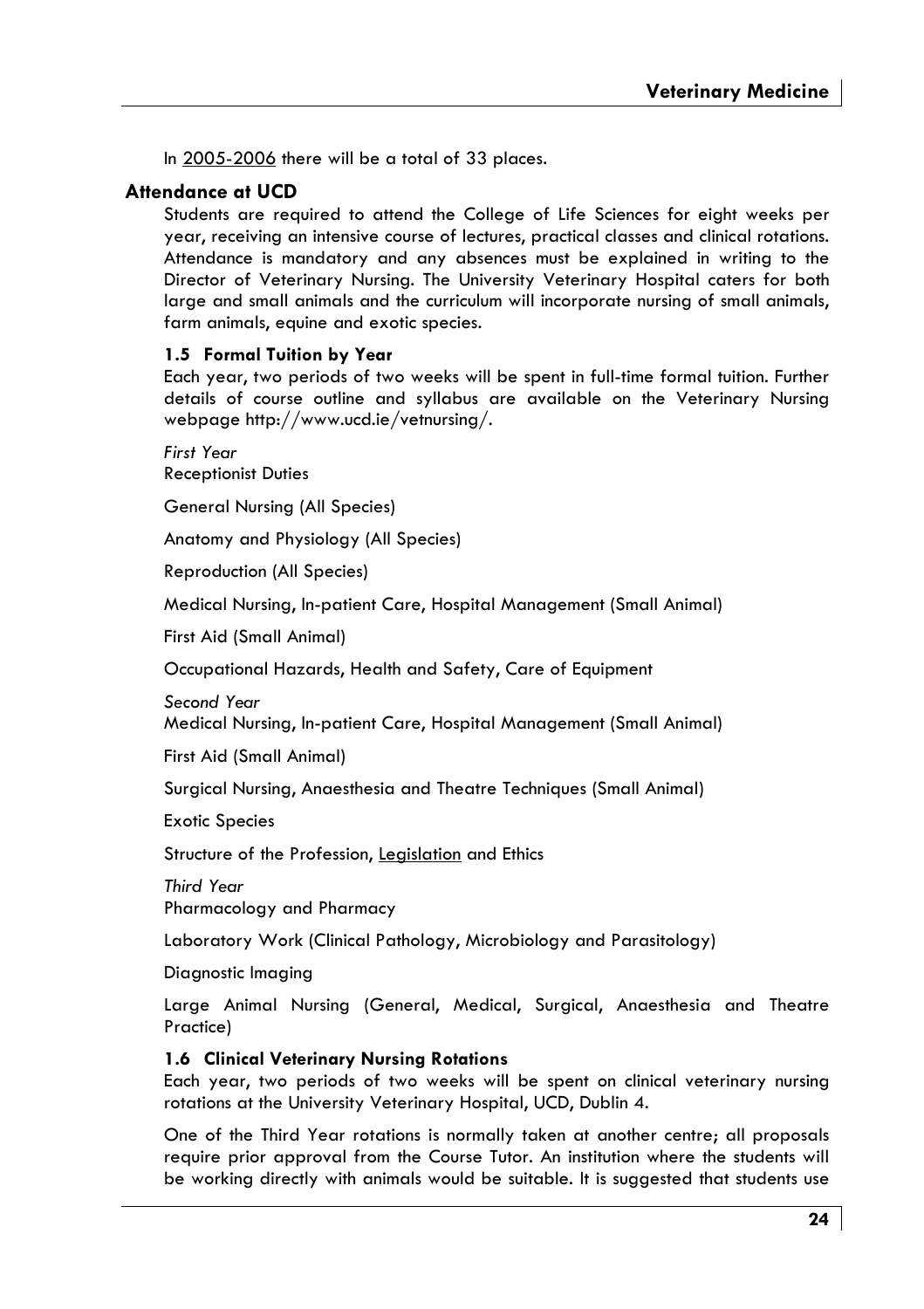In 2005-2006 there will be a total of 33 places.

### Attendance at UCD

Students are required to attend the College of Life Sciences for eight weeks per year, receiving an intensive course of lectures, practical classes and clinical rotations. Attendance is mandatory and any absences must be explained in writing to the Director of Veterinary Nursing. The University Veterinary Hospital caters for both large and small animals and the curriculum will incorporate nursing of small animals, farm animals, equine and exotic species.

#### 1.5 Formal Tuition by Year

Each year, two periods of two weeks will be spent in full-time formal tuition. Further details of course outline and syllabus are available on the Veterinary Nursing webpage http://www.ucd.ie/vetnursing/.

*First Year*
Receptionist Duties

General Nursing (All Species)

Anatomy and Physiology (All Species)

Reproduction (All Species)

Medical Nursing, In-patient Care, Hospital Management (Small Animal)

First Aid (Small Animal)

Occupational Hazards, Health and Safety, Care of Equipment

*Second Year*
Medical Nursing, In-patient Care, Hospital Management (Small Animal)

First Aid (Small Animal)

Surgical Nursing, Anaesthesia and Theatre Techniques (Small Animal)

Exotic Species

Structure of the Profession, Legislation and Ethics

*Third Year*
Pharmacology and Pharmacy

Laboratory Work (Clinical Pathology, Microbiology and Parasitology)

Diagnostic Imaging

Large Animal Nursing (General, Medical, Surgical, Anaesthesia and Theatre Practice)

#### 1.6 Clinical Veterinary Nursing Rotations

Each year, two periods of two weeks will be spent on clinical veterinary nursing rotations at the University Veterinary Hospital, UCD, Dublin 4.

One of the Third Year rotations is normally taken at another centre; all proposals require prior approval from the Course Tutor. An institution where the students will be working directly with animals would be suitable. It is suggested that students use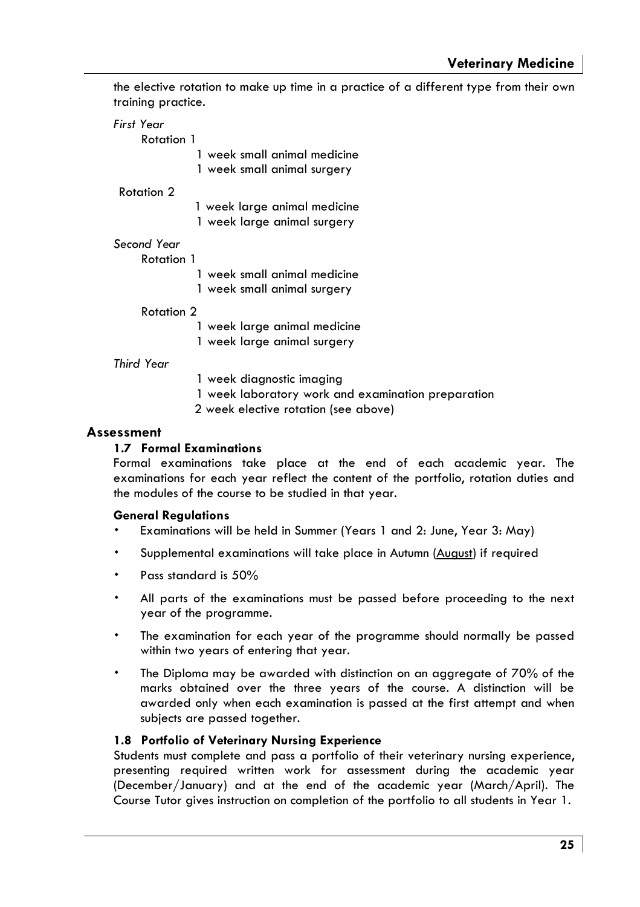the elective rotation to make up time in a practice of a different type from their own training practice.

*First Year*

Rotation 1

- 1 week small animal medicine
- 1 week small animal surgery

Rotation 2

- 1 week large animal medicine
- 1 week large animal surgery

*Second Year*

Rotation 1

- 1 week small animal medicine
- 1 week small animal surgery

Rotation 2

- 1 week large animal medicine
- 1 week large animal surgery

*Third Year*

- 1 week diagnostic imaging
- 1 week laboratory work and examination preparation
- 2 week elective rotation (see above)

## Assessment

### 1.7 Formal Examinations

Formal examinations take place at the end of each academic year. The examinations for each year reflect the content of the portfolio, rotation duties and the modules of the course to be studied in that year.

#### General Regulations

- Examinations will be held in Summer (Years 1 and 2: June, Year 3: May)
- Supplemental examinations will take place in Autumn (August) if required
- Pass standard is 50%
- All parts of the examinations must be passed before proceeding to the next year of the programme.
- The examination for each year of the programme should normally be passed within two years of entering that year.
- The Diploma may be awarded with distinction on an aggregate of 70% of the marks obtained over the three years of the course. A distinction will be awarded only when each examination is passed at the first attempt and when subjects are passed together.

### 1.8 Portfolio of Veterinary Nursing Experience

Students must complete and pass a portfolio of their veterinary nursing experience, presenting required written work for assessment during the academic year (December/January) and at the end of the academic year (March/April). The Course Tutor gives instruction on completion of the portfolio to all students in Year 1.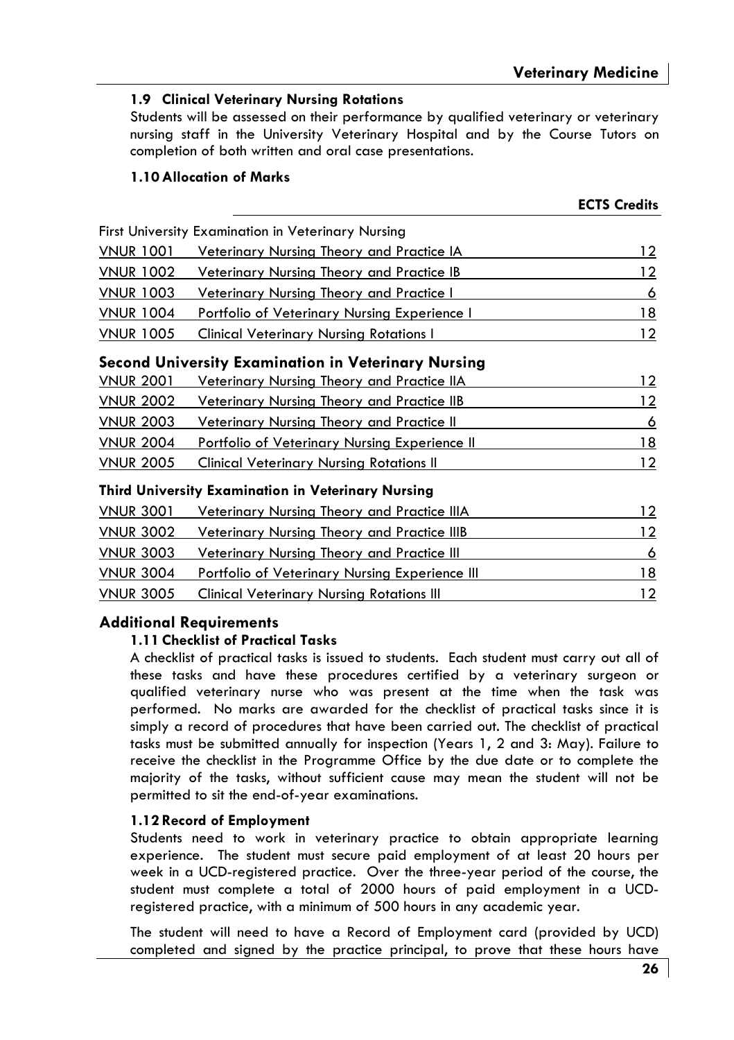### 1.9 Clinical Veterinary Nursing Rotations

Students will be assessed on their performance by qualified veterinary or veterinary nursing staff in the University Veterinary Hospital and by the Course Tutors on completion of both written and oral case presentations.

### 1.10 Allocation of Marks

| | | ECTS Credits |
|---|---|---|
| First University Examination in Veterinary Nursing | | |
| VNUR 1001 | Veterinary Nursing Theory and Practice IA | 12 |
| VNUR 1002 | Veterinary Nursing Theory and Practice IB | 12 |
| VNUR 1003 | Veterinary Nursing Theory and Practice I | 6 |
| VNUR 1004 | Portfolio of Veterinary Nursing Experience I | 18 |
| VNUR 1005 | Clinical Veterinary Nursing Rotations I | 12 |
| **Second University Examination in Veterinary Nursing** | | |
| VNUR 2001 | Veterinary Nursing Theory and Practice IIA | 12 |
| VNUR 2002 | Veterinary Nursing Theory and Practice IIB | 12 |
| VNUR 2003 | Veterinary Nursing Theory and Practice II | 6 |
| VNUR 2004 | Portfolio of Veterinary Nursing Experience II | 18 |
| VNUR 2005 | Clinical Veterinary Nursing Rotations II | 12 |
| **Third University Examination in Veterinary Nursing** | | |
| VNUR 3001 | Veterinary Nursing Theory and Practice IIIA | 12 |
| VNUR 3002 | Veterinary Nursing Theory and Practice IIIB | 12 |
| VNUR 3003 | Veterinary Nursing Theory and Practice III | 6 |
| VNUR 3004 | Portfolio of Veterinary Nursing Experience III | 18 |
| VNUR 3005 | Clinical Veterinary Nursing Rotations III | 12 |

## Additional Requirements

### 1.11 Checklist of Practical Tasks

A checklist of practical tasks is issued to students. Each student must carry out all of these tasks and have these procedures certified by a veterinary surgeon or qualified veterinary nurse who was present at the time when the task was performed. No marks are awarded for the checklist of practical tasks since it is simply a record of procedures that have been carried out. The checklist of practical tasks must be submitted annually for inspection (Years 1, 2 and 3: May). Failure to receive the checklist in the Programme Office by the due date or to complete the majority of the tasks, without sufficient cause may mean the student will not be permitted to sit the end-of-year examinations.

### 1.12 Record of Employment

Students need to work in veterinary practice to obtain appropriate learning experience. The student must secure paid employment of at least 20 hours per week in a UCD-registered practice. Over the three-year period of the course, the student must complete a total of 2000 hours of paid employment in a UCD-registered practice, with a minimum of 500 hours in any academic year.

The student will need to have a Record of Employment card (provided by UCD) completed and signed by the practice principal, to prove that these hours have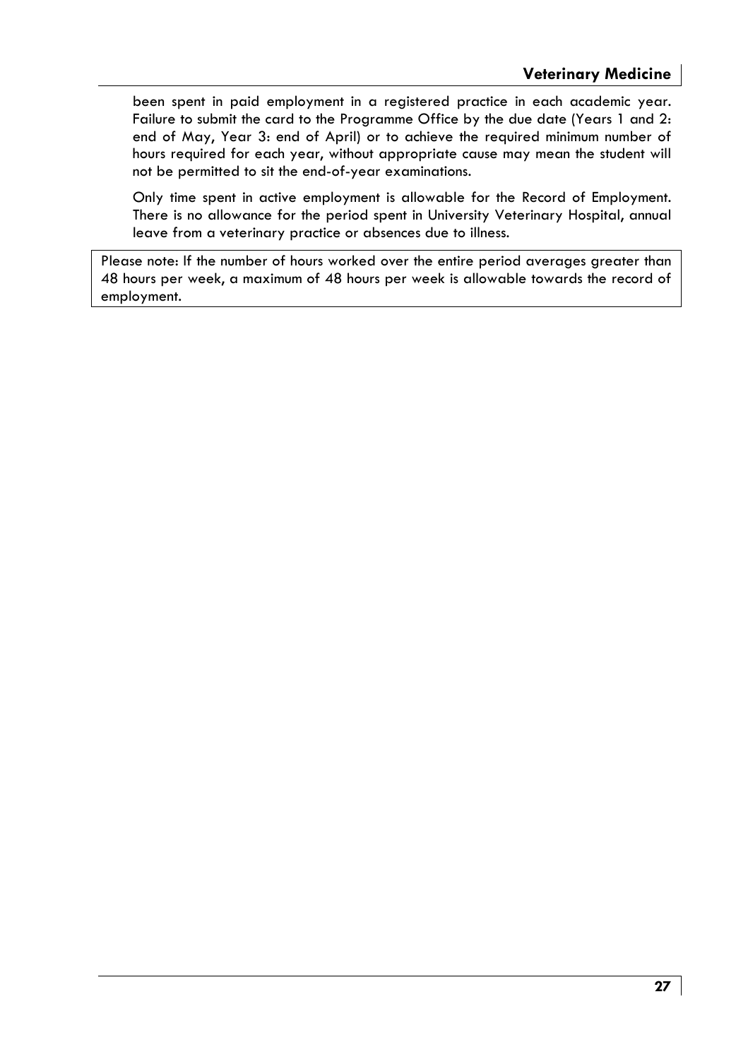been spent in paid employment in a registered practice in each academic year. Failure to submit the card to the Programme Office by the due date (Years 1 and 2: end of May, Year 3: end of April) or to achieve the required minimum number of hours required for each year, without appropriate cause may mean the student will not be permitted to sit the end-of-year examinations.

Only time spent in active employment is allowable for the Record of Employment. There is no allowance for the period spent in University Veterinary Hospital, annual leave from a veterinary practice or absences due to illness.

Please note: If the number of hours worked over the entire period averages greater than 48 hours per week, a maximum of 48 hours per week is allowable towards the record of employment.